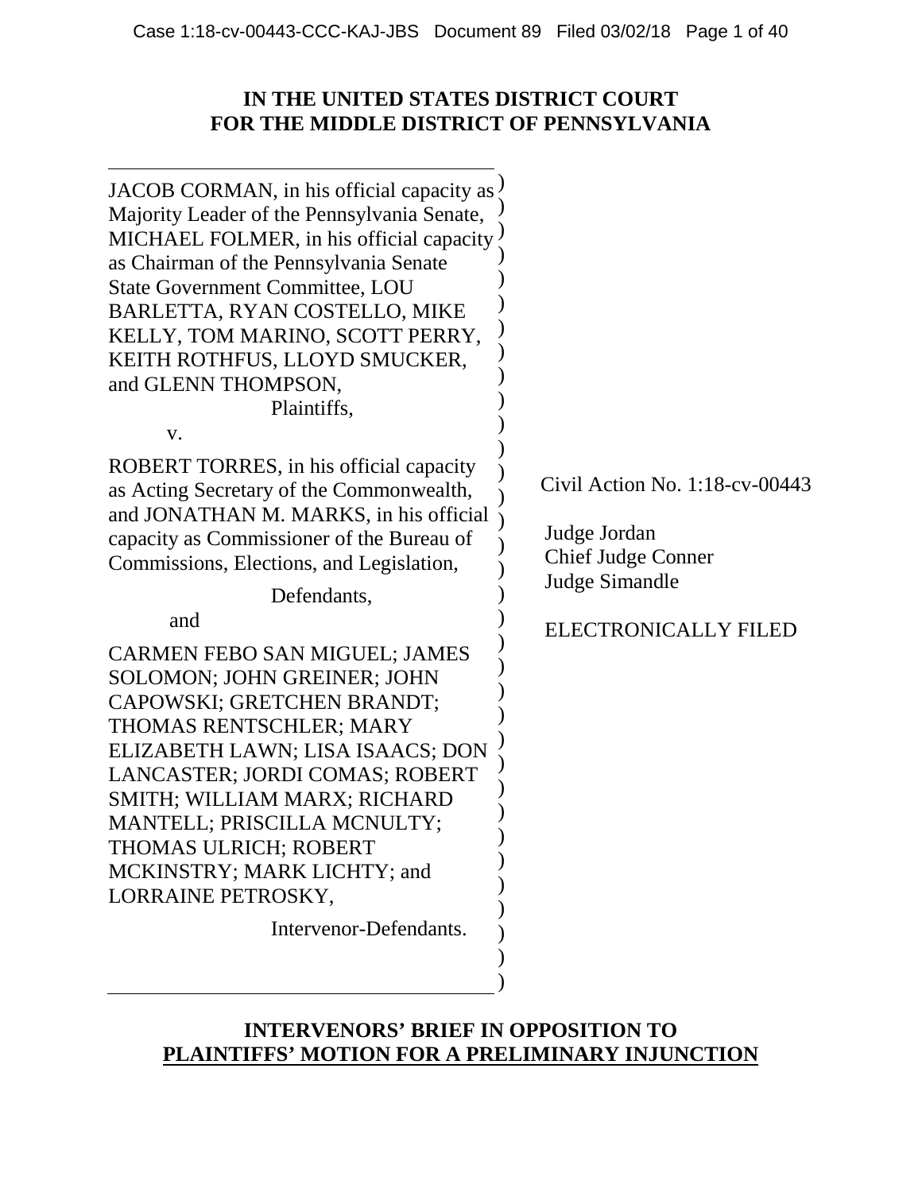# IN THE UNITED STATES DISTRICT COURT
# FOR THE MIDDLE DISTRICT OF PENNSYLVANIA

JACOB CORMAN, in his official capacity as Majority Leader of the Pennsylvania Senate, MICHAEL FOLMER, in his official capacity as Chairman of the Pennsylvania Senate State Government Committee, LOU BARLETTA, RYAN COSTELLO, MIKE KELLY, TOM MARINO, SCOTT PERRY, KEITH ROTHFUS, LLOYD SMUCKER, and GLENN THOMPSON,

Plaintiffs,

v.

ROBERT TORRES, in his official capacity as Acting Secretary of the Commonwealth, and JONATHAN M. MARKS, in his official capacity as Commissioner of the Bureau of Commissions, Elections, and Legislation,

Defendants,

and

CARMEN FEBO SAN MIGUEL; JAMES SOLOMON; JOHN GREINER; JOHN CAPOWSKI; GRETCHEN BRANDT; THOMAS RENTSCHLER; MARY ELIZABETH LAWN; LISA ISAACS; DON LANCASTER; JORDI COMAS; ROBERT SMITH; WILLIAM MARX; RICHARD MANTELL; PRISCILLA MCNULTY; THOMAS ULRICH; ROBERT MCKINSTRY; MARK LICHTY; and LORRAINE PETROSKY,

Intervenor-Defendants.

Civil Action No. 1:18-cv-00443

Judge Jordan
Chief Judge Conner
Judge Simandle

ELECTRONICALLY FILED

## INTERVENORS' BRIEF IN OPPOSITION TO PLAINTIFFS' MOTION FOR A PRELIMINARY INJUNCTION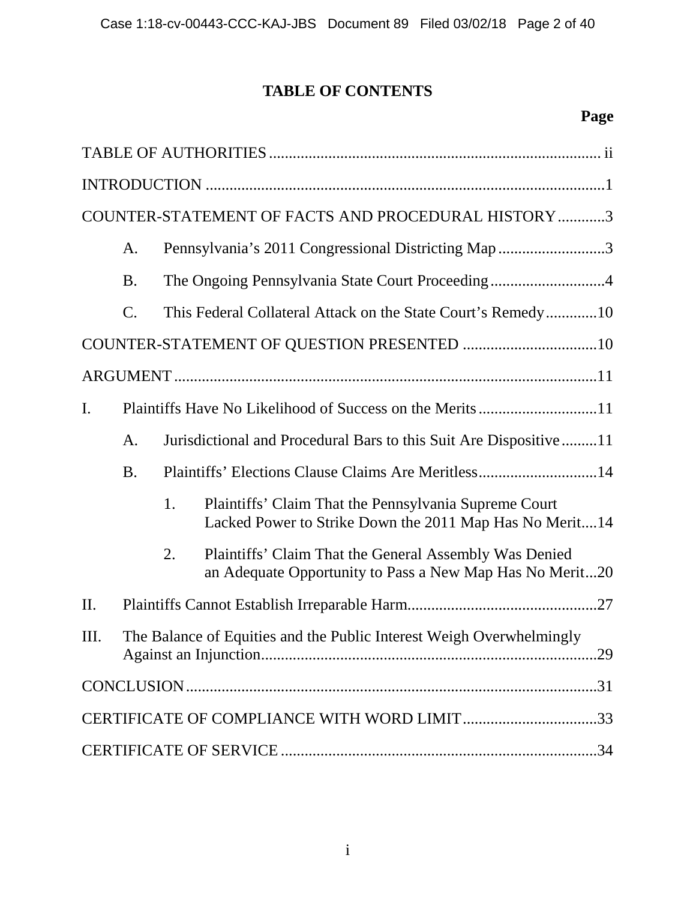# TABLE OF CONTENTS

**Page**

TABLE OF AUTHORITIES .................................................................................... ii

INTRODUCTION .....................................................................................................1

COUNTER-STATEMENT OF FACTS AND PROCEDURAL HISTORY ............3

A. Pennsylvania's 2011 Congressional Districting Map ...........................3

B. The Ongoing Pennsylvania State Court Proceeding .............................4

C. This Federal Collateral Attack on the State Court's Remedy .............10

COUNTER-STATEMENT OF QUESTION PRESENTED ..................................10

ARGUMENT ...........................................................................................................11

I. Plaintiffs Have No Likelihood of Success on the Merits ..............................11

A. Jurisdictional and Procedural Bars to this Suit Are Dispositive .........11

B. Plaintiffs' Elections Clause Claims Are Meritless ..............................14

1. Plaintiffs' Claim That the Pennsylvania Supreme Court Lacked Power to Strike Down the 2011 Map Has No Merit....14

2. Plaintiffs' Claim That the General Assembly Was Denied an Adequate Opportunity to Pass a New Map Has No Merit...20

II. Plaintiffs Cannot Establish Irreparable Harm................................................27

III. The Balance of Equities and the Public Interest Weigh Overwhelmingly Against an Injunction.....................................................................................29

CONCLUSION ........................................................................................................31

CERTIFICATE OF COMPLIANCE WITH WORD LIMIT ..................................33

CERTIFICATE OF SERVICE ................................................................................34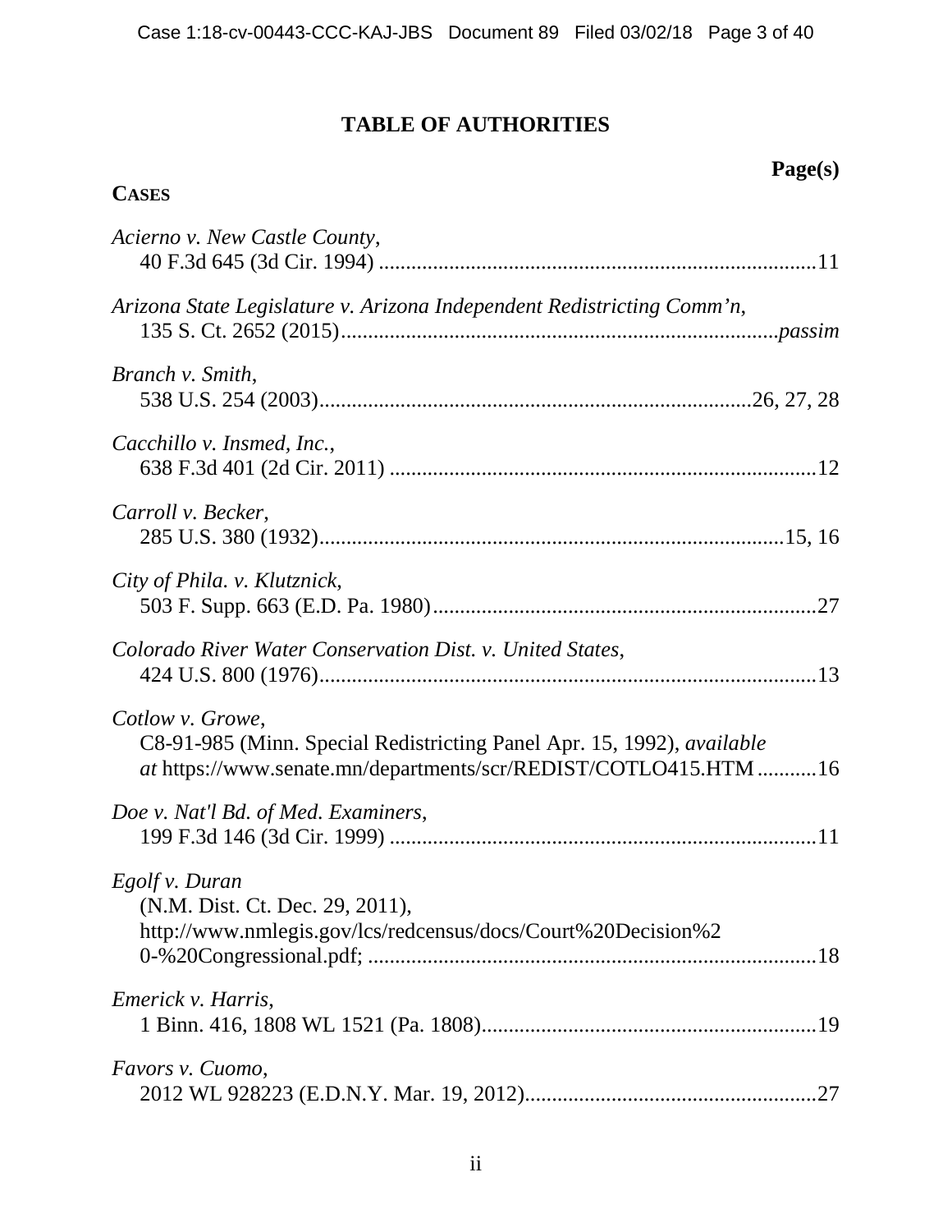# TABLE OF AUTHORITIES

**Page(s)**

**CASES**

*Acierno v. New Castle County*,
40 F.3d 645 (3d Cir. 1994) ....................................................................................11

*Arizona State Legislature v. Arizona Independent Redistricting Comm'n*,
135 S. Ct. 2652 (2015)...............................................................................*passim*

*Branch v. Smith*,
538 U.S. 254 (2003)..............................................................................26, 27, 28

*Cacchillo v. Insmed, Inc.*,
638 F.3d 401 (2d Cir. 2011) ..............................................................................12

*Carroll v. Becker*,
285 U.S. 380 (1932).....................................................................................15, 16

*City of Phila. v. Klutznick*,
503 F. Supp. 663 (E.D. Pa. 1980).......................................................................27

*Colorado River Water Conservation Dist. v. United States*,
424 U.S. 800 (1976)...........................................................................................13

*Cotlow v. Growe*,
C8-91-985 (Minn. Special Redistricting Panel Apr. 15, 1992), *available at* https://www.senate.mn/departments/scr/REDIST/COTLO415.HTM ...........16

*Doe v. Nat'l Bd. of Med. Examiners*,
199 F.3d 146 (3d Cir. 1999) ..............................................................................11

*Egolf v. Duran*
(N.M. Dist. Ct. Dec. 29, 2011),
http://www.nmlegis.gov/lcs/redcensus/docs/Court%20Decision%20-%20Congressional.pdf; ..................................................................................18

*Emerick v. Harris*,
1 Binn. 416, 1808 WL 1521 (Pa. 1808).............................................................19

*Favors v. Cuomo*,
2012 WL 928223 (E.D.N.Y. Mar. 19, 2012).....................................................27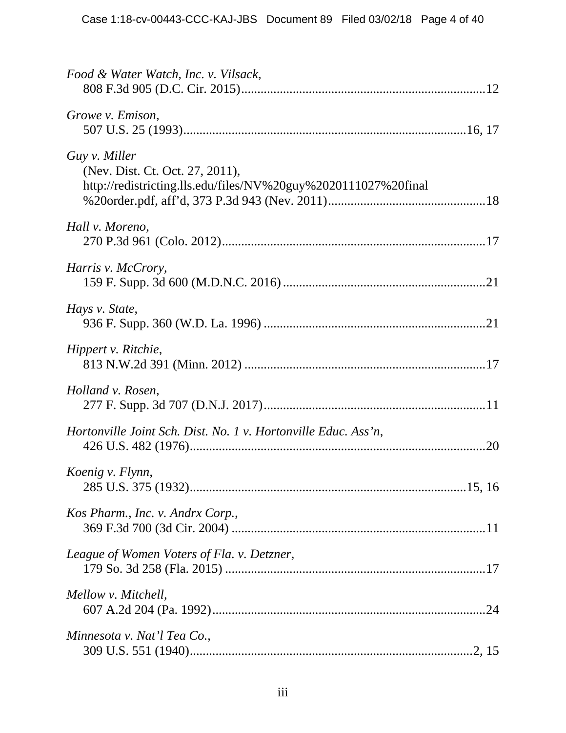*Food & Water Watch, Inc. v. Vilsack*,
808 F.3d 905 (D.C. Cir. 2015)..........................................................................12

*Growe v. Emison*,
507 U.S. 25 (1993)......................................................................................16, 17

*Guy v. Miller*
(Nev. Dist. Ct. Oct. 27, 2011),
http://redistricting.lls.edu/files/NV%20guy%2020111027%20final
%20order.pdf, aff'd, 373 P.3d 943 (Nev. 2011)................................................18

*Hall v. Moreno*,
270 P.3d 961 (Colo. 2012).................................................................................17

*Harris v. McCrory*,
159 F. Supp. 3d 600 (M.D.N.C. 2016)..............................................................21

*Hays v. State*,
936 F. Supp. 360 (W.D. La. 1996)....................................................................21

*Hippert v. Ritchie*,
813 N.W.2d 391 (Minn. 2012)..........................................................................17

*Holland v. Rosen*,
277 F. Supp. 3d 707 (D.N.J. 2017)....................................................................11

*Hortonville Joint Sch. Dist. No. 1 v. Hortonville Educ. Ass'n*,
426 U.S. 482 (1976)...........................................................................................20

*Koenig v. Flynn*,
285 U.S. 375 (1932)......................................................................................15, 16

*Kos Pharm., Inc. v. Andrx Corp.*,
369 F.3d 700 (3d Cir. 2004)..............................................................................11

*League of Women Voters of Fla. v. Detzner*,
179 So. 3d 258 (Fla. 2015)................................................................................17

*Mellow v. Mitchell*,
607 A.2d 204 (Pa. 1992)...................................................................................24

*Minnesota v. Nat'l Tea Co.*,
309 U.S. 551 (1940)........................................................................................2, 15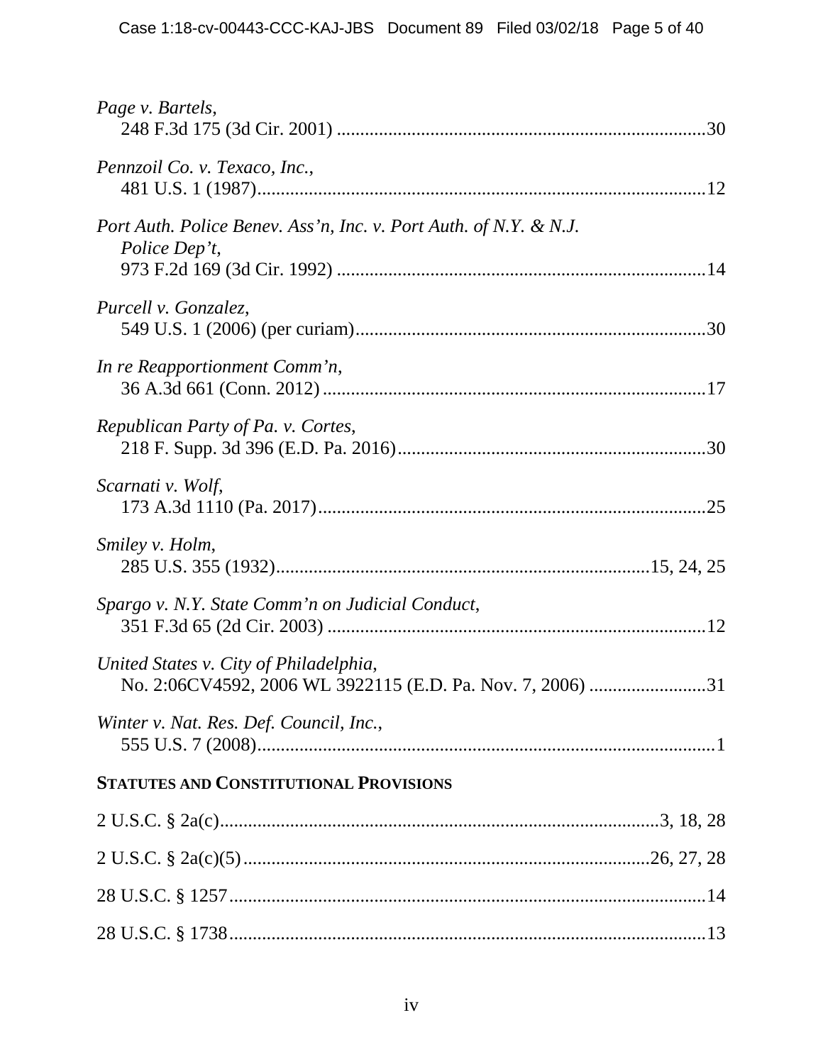*Page v. Bartels*,
248 F.3d 175 (3d Cir. 2001) ....................................................................................30

*Pennzoil Co. v. Texaco, Inc.*,
481 U.S. 1 (1987)....................................................................................................12

*Port Auth. Police Benev. Ass'n, Inc. v. Port Auth. of N.Y. & N.J. Police Dep't*,
973 F.2d 169 (3d Cir. 1992) ....................................................................................14

*Purcell v. Gonzalez*,
549 U.S. 1 (2006) (per curiam)...............................................................................30

*In re Reapportionment Comm'n*,
36 A.3d 661 (Conn. 2012) .......................................................................................17

*Republican Party of Pa. v. Cortes*,
218 F. Supp. 3d 396 (E.D. Pa. 2016).......................................................................30

*Scarnati v. Wolf*,
173 A.3d 1110 (Pa. 2017)........................................................................................25

*Smiley v. Holm*,
285 U.S. 355 (1932)..................................................................................15, 24, 25

*Spargo v. N.Y. State Comm'n on Judicial Conduct*,
351 F.3d 65 (2d Cir. 2003) ......................................................................................12

*United States v. City of Philadelphia*,
No. 2:06CV4592, 2006 WL 3922115 (E.D. Pa. Nov. 7, 2006) ..........................31

*Winter v. Nat. Res. Def. Council, Inc.*,
555 U.S. 7 (2008)......................................................................................................1

**STATUTES AND CONSTITUTIONAL PROVISIONS**

2 U.S.C. § 2a(c)...............................................................................................3, 18, 28

2 U.S.C. § 2a(c)(5).......................................................................................26, 27, 28

28 U.S.C. § 1257.......................................................................................................14

28 U.S.C. § 1738.......................................................................................................13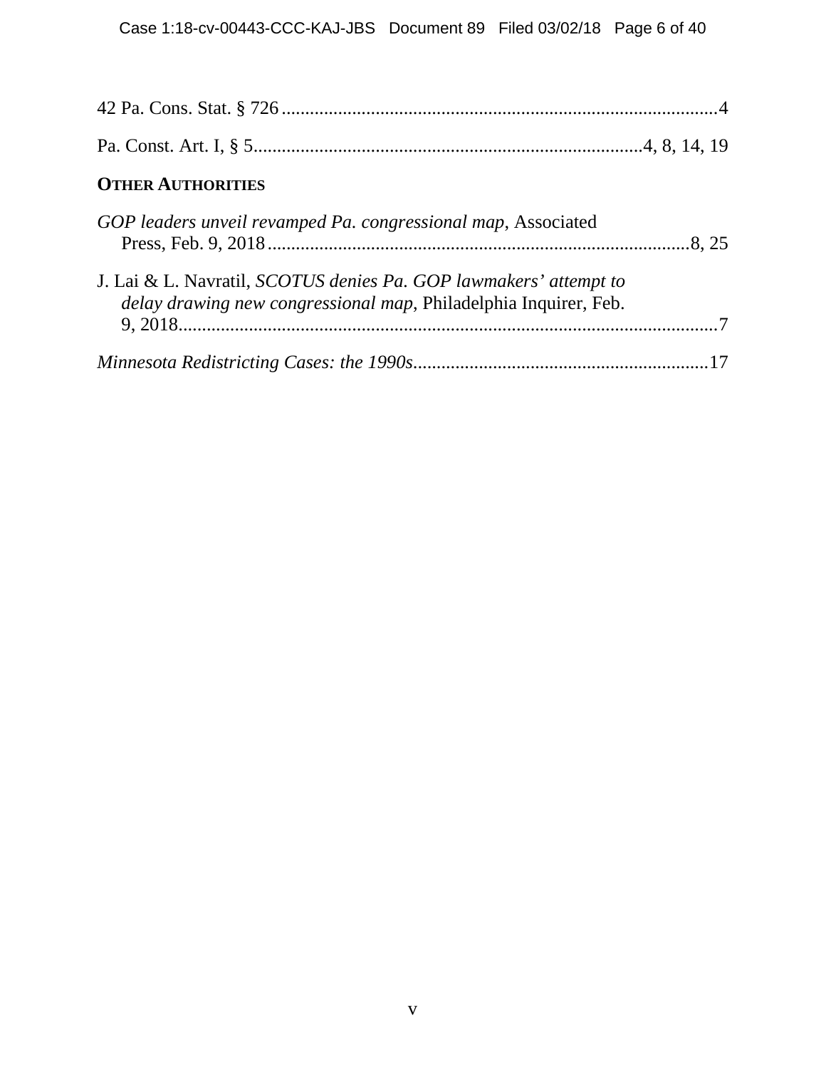42 Pa. Cons. Stat. § 726 ..............................................................................................4

Pa. Const. Art. I, § 5..................................................................................4, 8, 14, 19

**OTHER AUTHORITIES**

*GOP leaders unveil revamped Pa. congressional map*, Associated Press, Feb. 9, 2018 ..........................................................................................8, 25

J. Lai & L. Navratil, *SCOTUS denies Pa. GOP lawmakers' attempt to delay drawing new congressional map*, Philadelphia Inquirer, Feb. 9, 2018..................................................................................................................7

*Minnesota Redistricting Cases: the 1990s*...............................................................17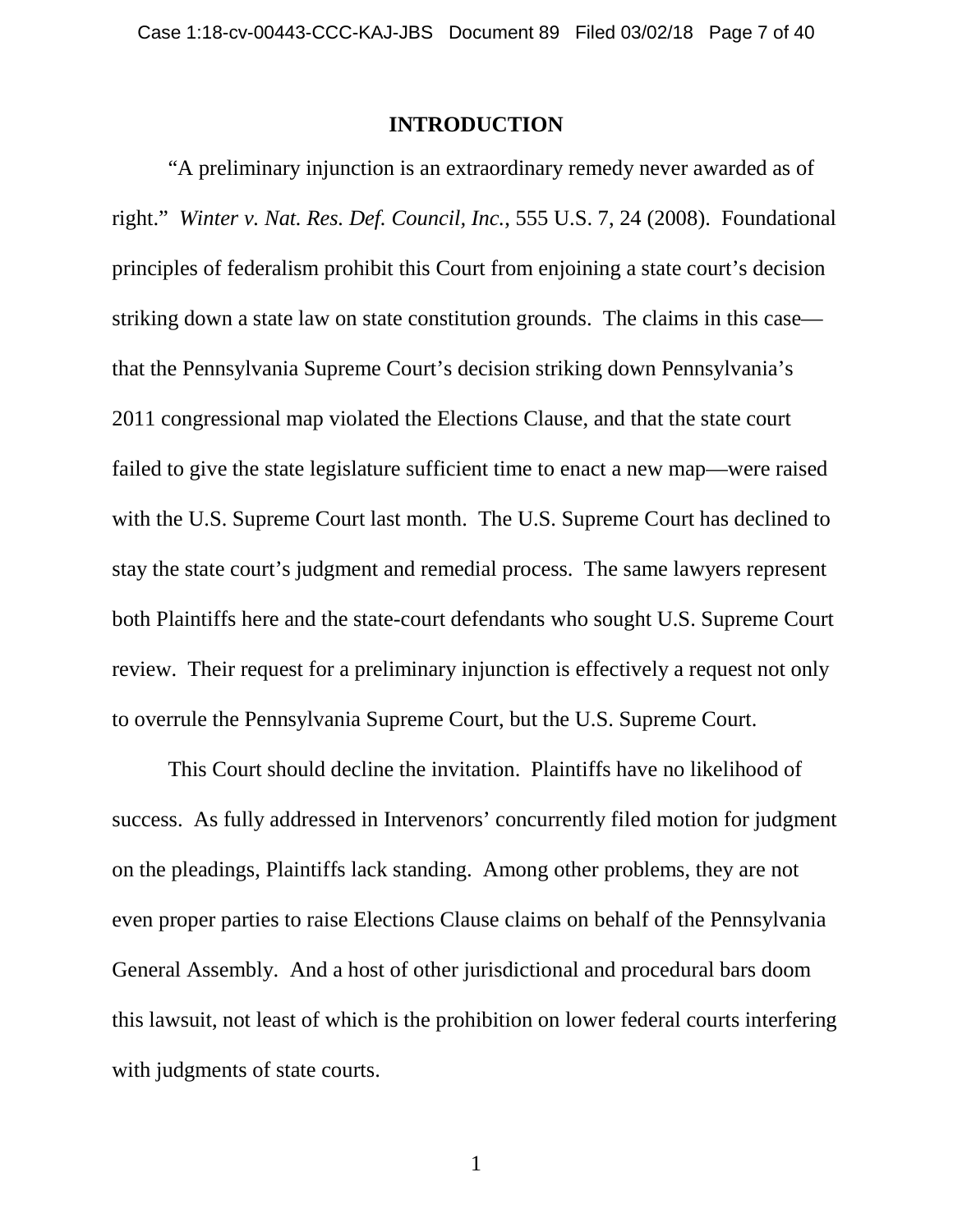## INTRODUCTION

"A preliminary injunction is an extraordinary remedy never awarded as of right." *Winter v. Nat. Res. Def. Council, Inc.*, 555 U.S. 7, 24 (2008). Foundational principles of federalism prohibit this Court from enjoining a state court's decision striking down a state law on state constitution grounds. The claims in this case—that the Pennsylvania Supreme Court's decision striking down Pennsylvania's 2011 congressional map violated the Elections Clause, and that the state court failed to give the state legislature sufficient time to enact a new map—were raised with the U.S. Supreme Court last month. The U.S. Supreme Court has declined to stay the state court's judgment and remedial process. The same lawyers represent both Plaintiffs here and the state-court defendants who sought U.S. Supreme Court review. Their request for a preliminary injunction is effectively a request not only to overrule the Pennsylvania Supreme Court, but the U.S. Supreme Court.

This Court should decline the invitation. Plaintiffs have no likelihood of success. As fully addressed in Intervenors' concurrently filed motion for judgment on the pleadings, Plaintiffs lack standing. Among other problems, they are not even proper parties to raise Elections Clause claims on behalf of the Pennsylvania General Assembly. And a host of other jurisdictional and procedural bars doom this lawsuit, not least of which is the prohibition on lower federal courts interfering with judgments of state courts.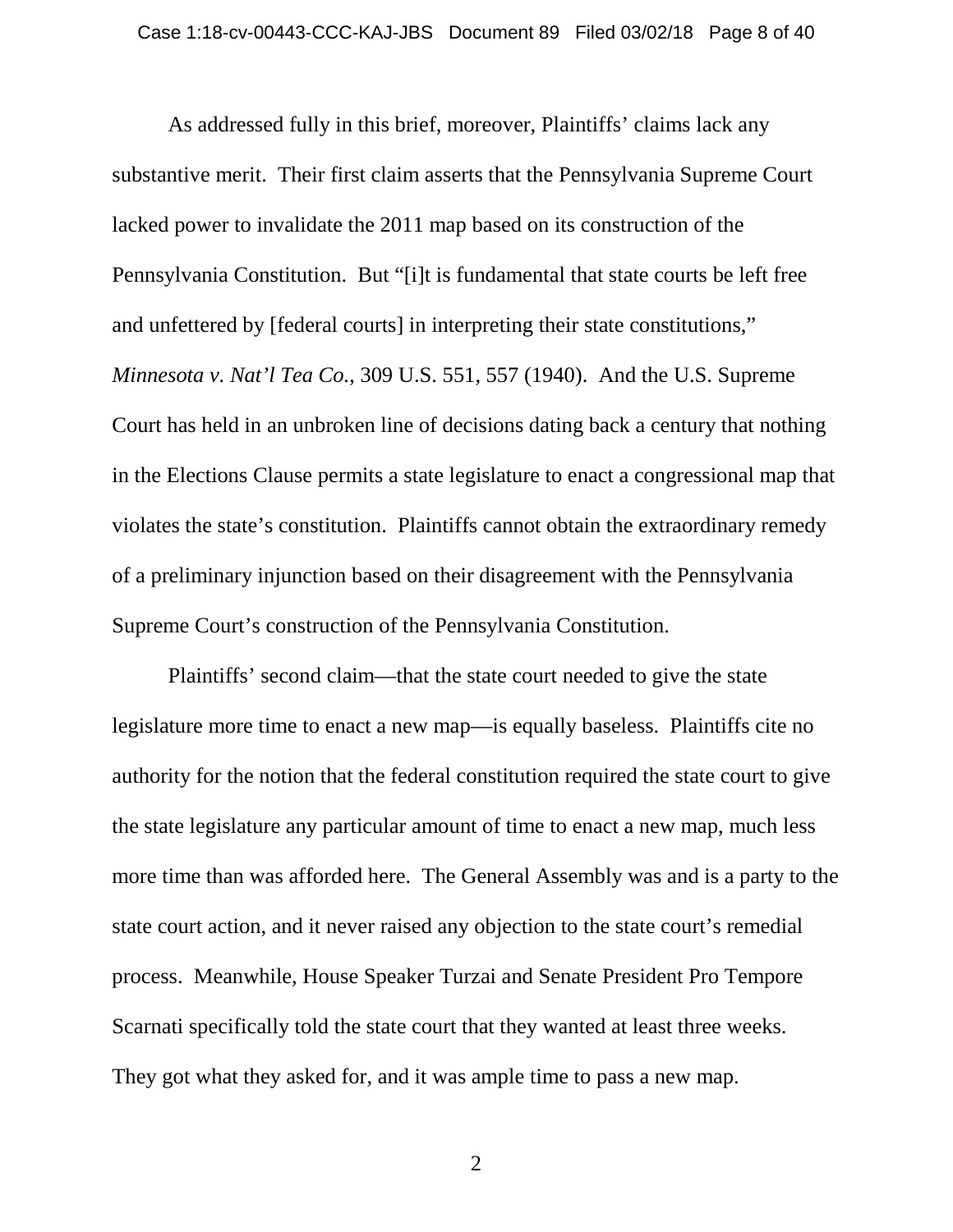As addressed fully in this brief, moreover, Plaintiffs' claims lack any substantive merit. Their first claim asserts that the Pennsylvania Supreme Court lacked power to invalidate the 2011 map based on its construction of the Pennsylvania Constitution. But "[i]t is fundamental that state courts be left free and unfettered by [federal courts] in interpreting their state constitutions," *Minnesota v. Nat'l Tea Co.*, 309 U.S. 551, 557 (1940). And the U.S. Supreme Court has held in an unbroken line of decisions dating back a century that nothing in the Elections Clause permits a state legislature to enact a congressional map that violates the state's constitution. Plaintiffs cannot obtain the extraordinary remedy of a preliminary injunction based on their disagreement with the Pennsylvania Supreme Court's construction of the Pennsylvania Constitution.

Plaintiffs' second claim—that the state court needed to give the state legislature more time to enact a new map—is equally baseless. Plaintiffs cite no authority for the notion that the federal constitution required the state court to give the state legislature any particular amount of time to enact a new map, much less more time than was afforded here. The General Assembly was and is a party to the state court action, and it never raised any objection to the state court's remedial process. Meanwhile, House Speaker Turzai and Senate President Pro Tempore Scarnati specifically told the state court that they wanted at least three weeks. They got what they asked for, and it was ample time to pass a new map.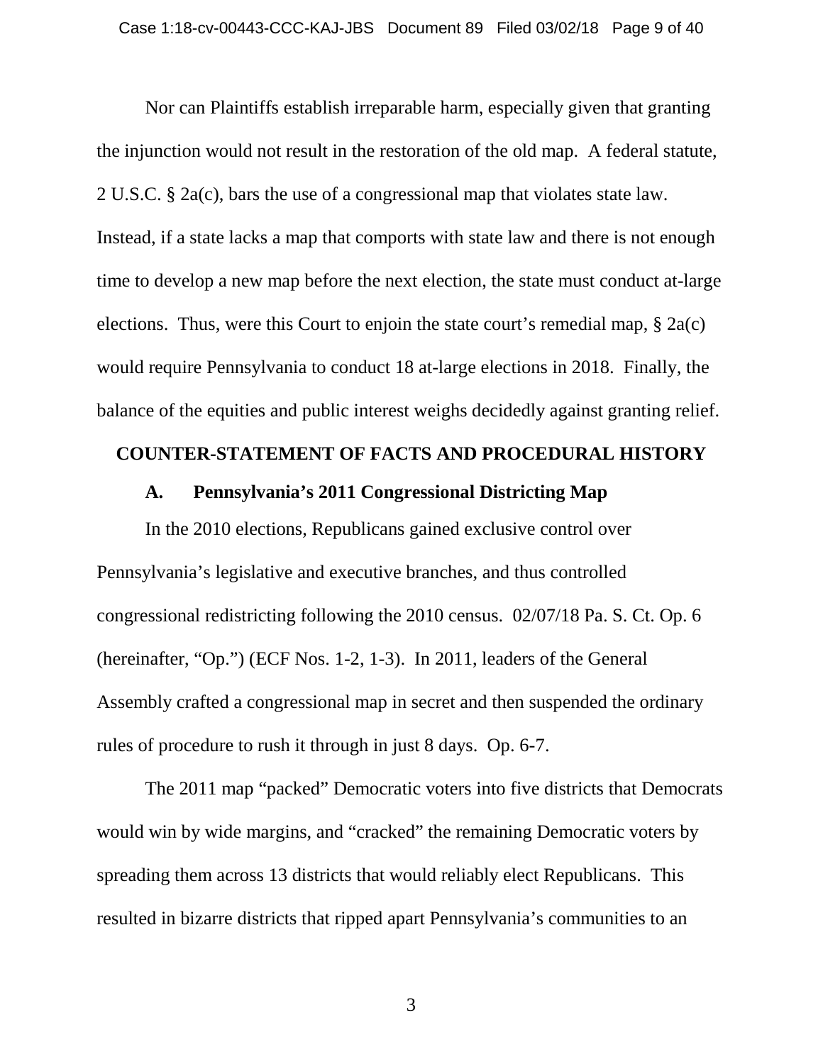Nor can Plaintiffs establish irreparable harm, especially given that granting the injunction would not result in the restoration of the old map. A federal statute, 2 U.S.C. § 2a(c), bars the use of a congressional map that violates state law. Instead, if a state lacks a map that comports with state law and there is not enough time to develop a new map before the next election, the state must conduct at-large elections. Thus, were this Court to enjoin the state court's remedial map, § 2a(c) would require Pennsylvania to conduct 18 at-large elections in 2018. Finally, the balance of the equities and public interest weighs decidedly against granting relief.

## COUNTER-STATEMENT OF FACTS AND PROCEDURAL HISTORY

### A. Pennsylvania's 2011 Congressional Districting Map

In the 2010 elections, Republicans gained exclusive control over Pennsylvania's legislative and executive branches, and thus controlled congressional redistricting following the 2010 census. 02/07/18 Pa. S. Ct. Op. 6 (hereinafter, "Op.") (ECF Nos. 1-2, 1-3). In 2011, leaders of the General Assembly crafted a congressional map in secret and then suspended the ordinary rules of procedure to rush it through in just 8 days. Op. 6-7.

The 2011 map "packed" Democratic voters into five districts that Democrats would win by wide margins, and "cracked" the remaining Democratic voters by spreading them across 13 districts that would reliably elect Republicans. This resulted in bizarre districts that ripped apart Pennsylvania's communities to an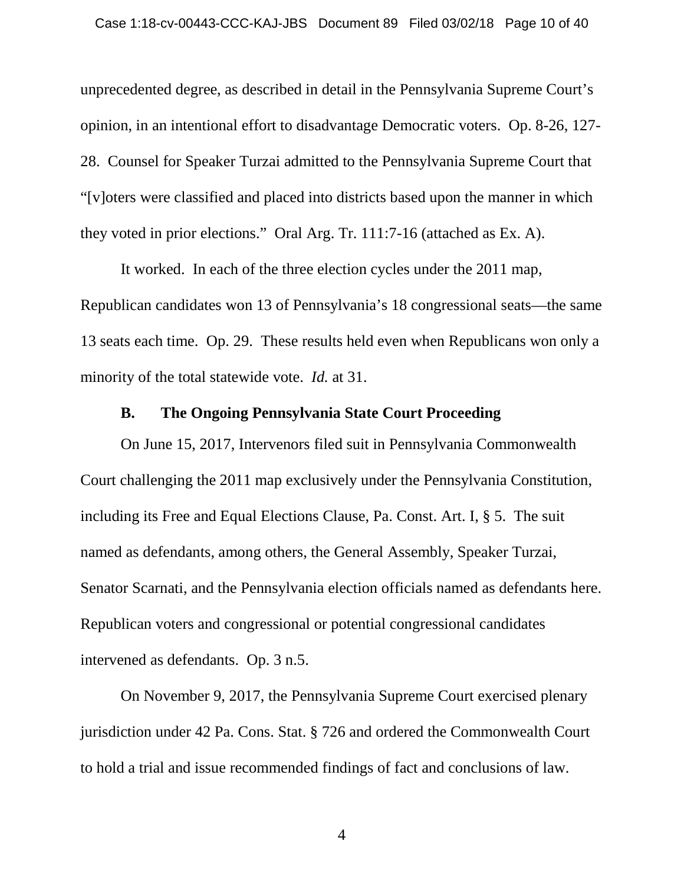unprecedented degree, as described in detail in the Pennsylvania Supreme Court's opinion, in an intentional effort to disadvantage Democratic voters. Op. 8-26, 127-28. Counsel for Speaker Turzai admitted to the Pennsylvania Supreme Court that "[v]oters were classified and placed into districts based upon the manner in which they voted in prior elections." Oral Arg. Tr. 111:7-16 (attached as Ex. A).

It worked. In each of the three election cycles under the 2011 map, Republican candidates won 13 of Pennsylvania's 18 congressional seats—the same 13 seats each time. Op. 29. These results held even when Republicans won only a minority of the total statewide vote. *Id.* at 31.

### B. The Ongoing Pennsylvania State Court Proceeding

On June 15, 2017, Intervenors filed suit in Pennsylvania Commonwealth Court challenging the 2011 map exclusively under the Pennsylvania Constitution, including its Free and Equal Elections Clause, Pa. Const. Art. I, § 5. The suit named as defendants, among others, the General Assembly, Speaker Turzai, Senator Scarnati, and the Pennsylvania election officials named as defendants here. Republican voters and congressional or potential congressional candidates intervened as defendants. Op. 3 n.5.

On November 9, 2017, the Pennsylvania Supreme Court exercised plenary jurisdiction under 42 Pa. Cons. Stat. § 726 and ordered the Commonwealth Court to hold a trial and issue recommended findings of fact and conclusions of law.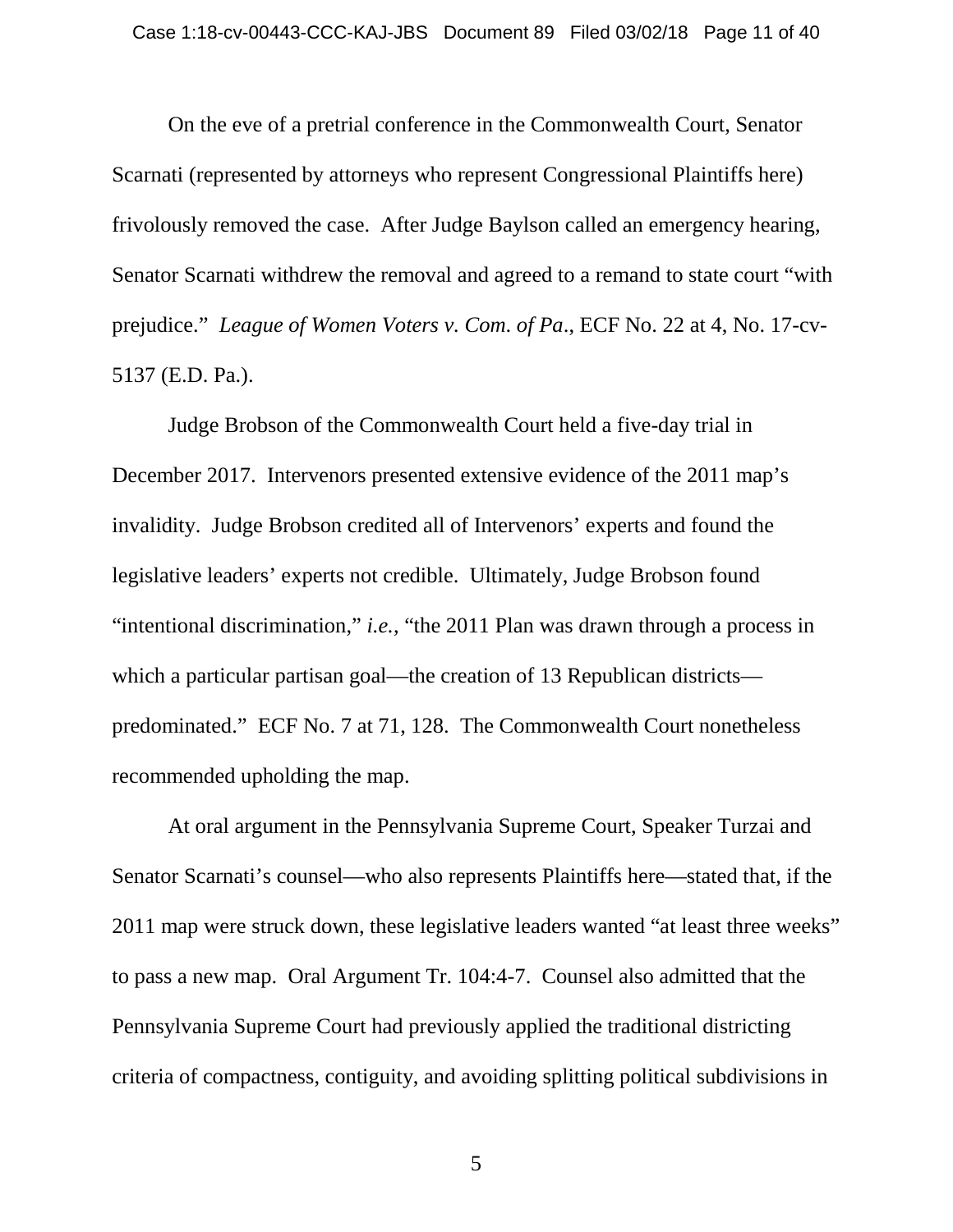On the eve of a pretrial conference in the Commonwealth Court, Senator Scarnati (represented by attorneys who represent Congressional Plaintiffs here) frivolously removed the case. After Judge Baylson called an emergency hearing, Senator Scarnati withdrew the removal and agreed to a remand to state court "with prejudice." *League of Women Voters v. Com. of Pa*., ECF No. 22 at 4, No. 17-cv-5137 (E.D. Pa.).

Judge Brobson of the Commonwealth Court held a five-day trial in December 2017. Intervenors presented extensive evidence of the 2011 map's invalidity. Judge Brobson credited all of Intervenors' experts and found the legislative leaders' experts not credible. Ultimately, Judge Brobson found "intentional discrimination," *i.e.*, "the 2011 Plan was drawn through a process in which a particular partisan goal—the creation of 13 Republican districts—predominated." ECF No. 7 at 71, 128. The Commonwealth Court nonetheless recommended upholding the map.

At oral argument in the Pennsylvania Supreme Court, Speaker Turzai and Senator Scarnati's counsel—who also represents Plaintiffs here—stated that, if the 2011 map were struck down, these legislative leaders wanted "at least three weeks" to pass a new map. Oral Argument Tr. 104:4-7. Counsel also admitted that the Pennsylvania Supreme Court had previously applied the traditional districting criteria of compactness, contiguity, and avoiding splitting political subdivisions in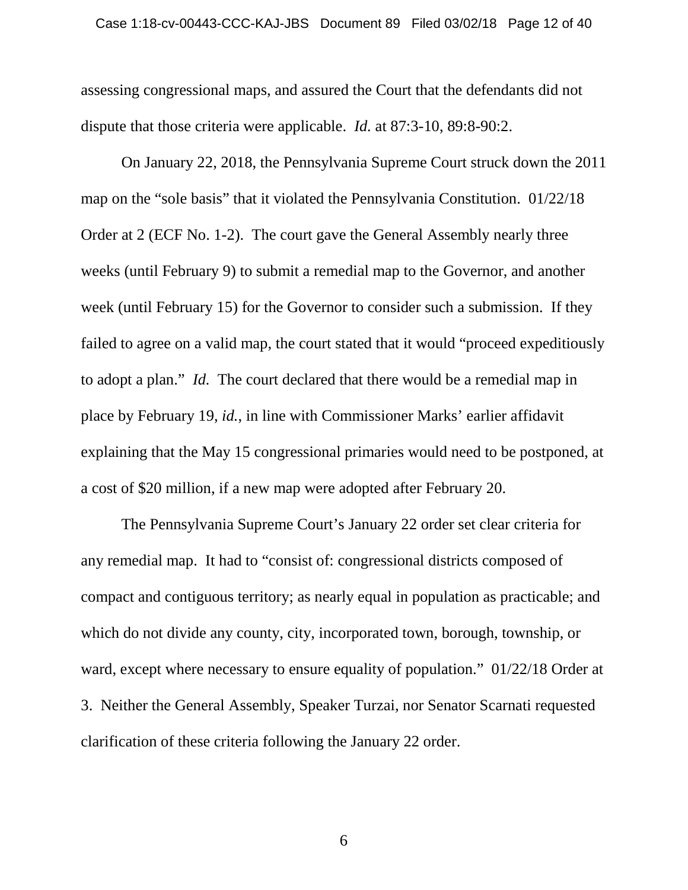assessing congressional maps, and assured the Court that the defendants did not dispute that those criteria were applicable. *Id.* at 87:3-10, 89:8-90:2.

On January 22, 2018, the Pennsylvania Supreme Court struck down the 2011 map on the "sole basis" that it violated the Pennsylvania Constitution. 01/22/18 Order at 2 (ECF No. 1-2). The court gave the General Assembly nearly three weeks (until February 9) to submit a remedial map to the Governor, and another week (until February 15) for the Governor to consider such a submission. If they failed to agree on a valid map, the court stated that it would "proceed expeditiously to adopt a plan." *Id.* The court declared that there would be a remedial map in place by February 19, *id.*, in line with Commissioner Marks' earlier affidavit explaining that the May 15 congressional primaries would need to be postponed, at a cost of $20 million, if a new map were adopted after February 20.

The Pennsylvania Supreme Court's January 22 order set clear criteria for any remedial map. It had to "consist of: congressional districts composed of compact and contiguous territory; as nearly equal in population as practicable; and which do not divide any county, city, incorporated town, borough, township, or ward, except where necessary to ensure equality of population." 01/22/18 Order at 3. Neither the General Assembly, Speaker Turzai, nor Senator Scarnati requested clarification of these criteria following the January 22 order.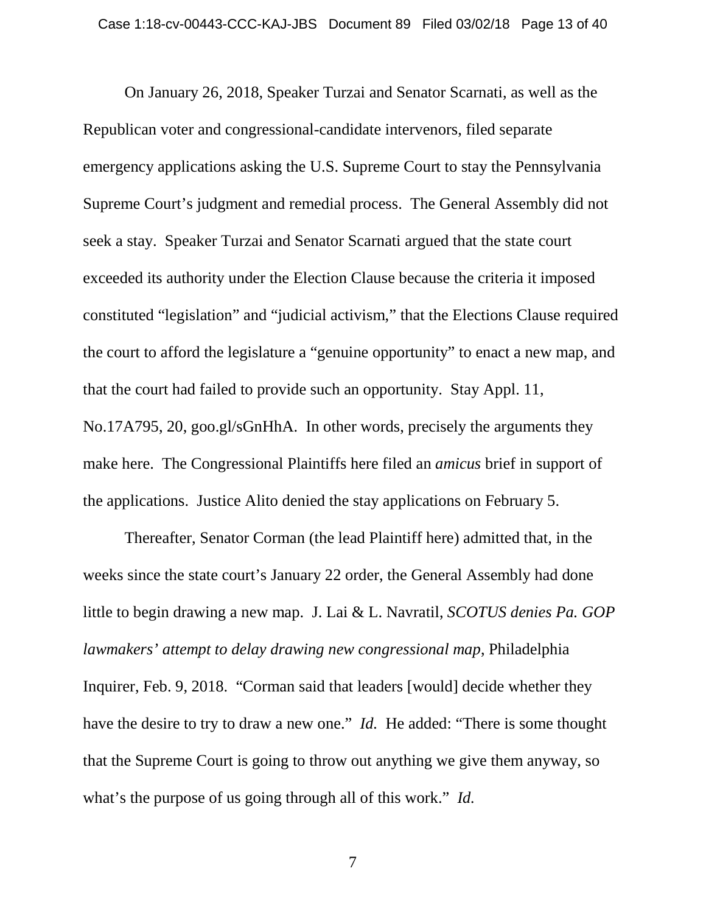On January 26, 2018, Speaker Turzai and Senator Scarnati, as well as the Republican voter and congressional-candidate intervenors, filed separate emergency applications asking the U.S. Supreme Court to stay the Pennsylvania Supreme Court's judgment and remedial process. The General Assembly did not seek a stay. Speaker Turzai and Senator Scarnati argued that the state court exceeded its authority under the Election Clause because the criteria it imposed constituted "legislation" and "judicial activism," that the Elections Clause required the court to afford the legislature a "genuine opportunity" to enact a new map, and that the court had failed to provide such an opportunity. Stay Appl. 11, No.17A795, 20, goo.gl/sGnHhA. In other words, precisely the arguments they make here. The Congressional Plaintiffs here filed an *amicus* brief in support of the applications. Justice Alito denied the stay applications on February 5.

Thereafter, Senator Corman (the lead Plaintiff here) admitted that, in the weeks since the state court's January 22 order, the General Assembly had done little to begin drawing a new map. J. Lai & L. Navratil, *SCOTUS denies Pa. GOP lawmakers' attempt to delay drawing new congressional map*, Philadelphia Inquirer, Feb. 9, 2018. "Corman said that leaders [would] decide whether they have the desire to try to draw a new one." *Id.* He added: "There is some thought that the Supreme Court is going to throw out anything we give them anyway, so what's the purpose of us going through all of this work." *Id.*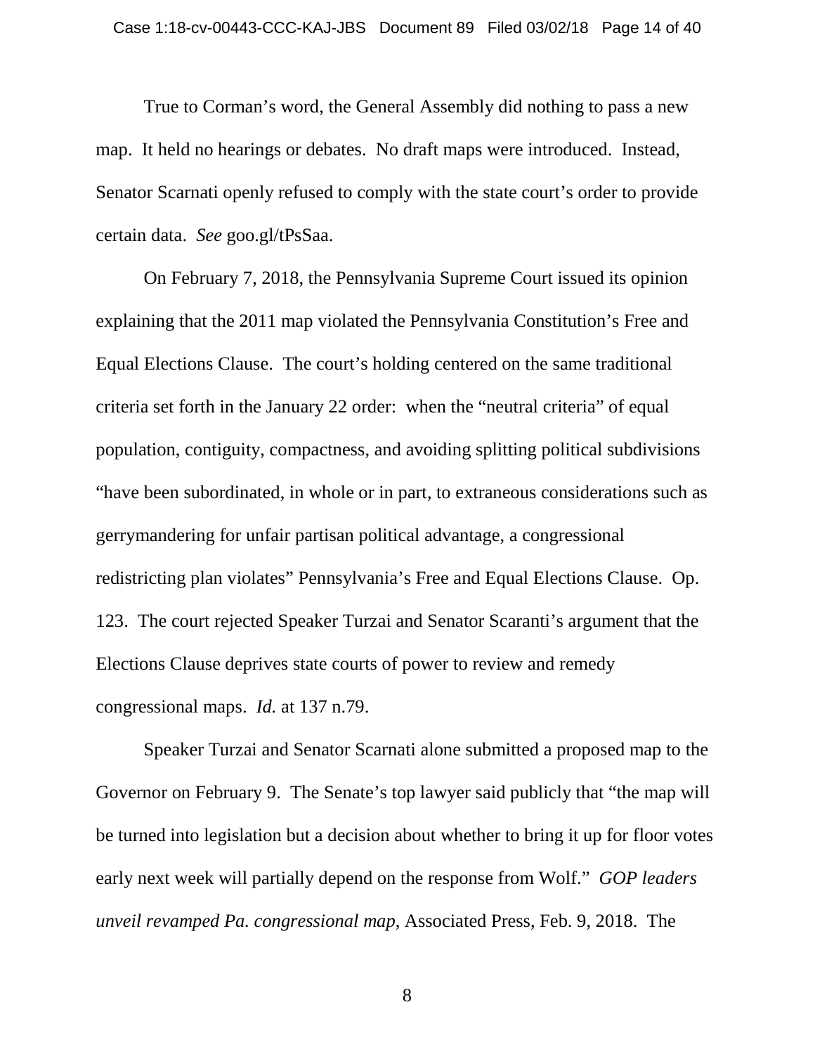True to Corman's word, the General Assembly did nothing to pass a new map. It held no hearings or debates. No draft maps were introduced. Instead, Senator Scarnati openly refused to comply with the state court's order to provide certain data. *See* goo.gl/tPsSaa.

On February 7, 2018, the Pennsylvania Supreme Court issued its opinion explaining that the 2011 map violated the Pennsylvania Constitution's Free and Equal Elections Clause. The court's holding centered on the same traditional criteria set forth in the January 22 order: when the "neutral criteria" of equal population, contiguity, compactness, and avoiding splitting political subdivisions "have been subordinated, in whole or in part, to extraneous considerations such as gerrymandering for unfair partisan political advantage, a congressional redistricting plan violates" Pennsylvania's Free and Equal Elections Clause. Op. 123. The court rejected Speaker Turzai and Senator Scaranti's argument that the Elections Clause deprives state courts of power to review and remedy congressional maps. *Id.* at 137 n.79.

Speaker Turzai and Senator Scarnati alone submitted a proposed map to the Governor on February 9. The Senate's top lawyer said publicly that "the map will be turned into legislation but a decision about whether to bring it up for floor votes early next week will partially depend on the response from Wolf." *GOP leaders unveil revamped Pa. congressional map*, Associated Press, Feb. 9, 2018. The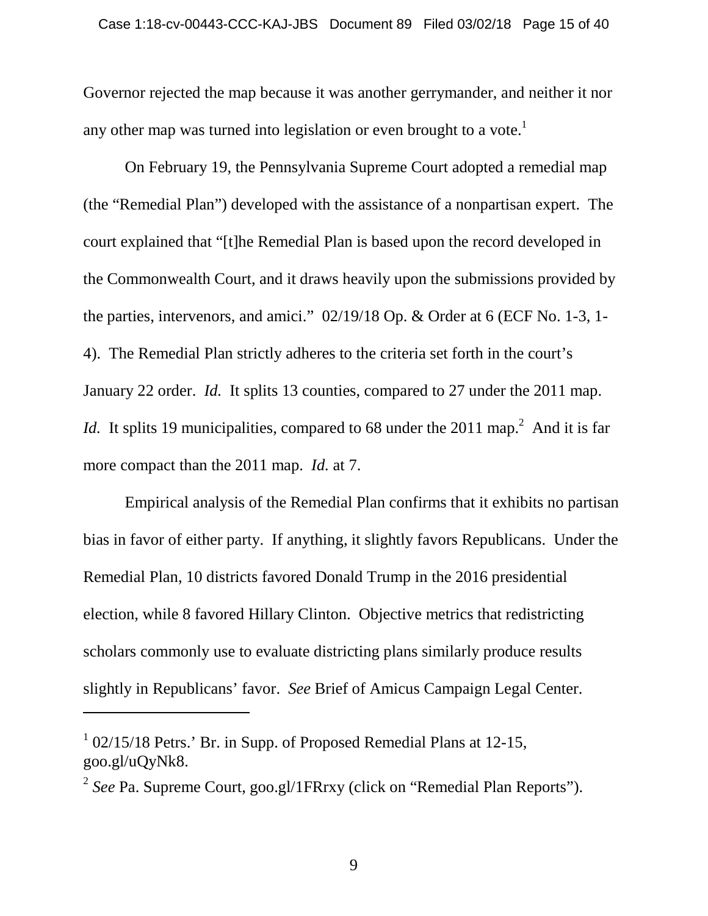Governor rejected the map because it was another gerrymander, and neither it nor any other map was turned into legislation or even brought to a vote.[1]

On February 19, the Pennsylvania Supreme Court adopted a remedial map (the "Remedial Plan") developed with the assistance of a nonpartisan expert. The court explained that "[t]he Remedial Plan is based upon the record developed in the Commonwealth Court, and it draws heavily upon the submissions provided by the parties, intervenors, and amici." 02/19/18 Op. & Order at 6 (ECF No. 1-3, 1-4). The Remedial Plan strictly adheres to the criteria set forth in the court's January 22 order. *Id.* It splits 13 counties, compared to 27 under the 2011 map. *Id.* It splits 19 municipalities, compared to 68 under the 2011 map.[2] And it is far more compact than the 2011 map. *Id.* at 7.

Empirical analysis of the Remedial Plan confirms that it exhibits no partisan bias in favor of either party. If anything, it slightly favors Republicans. Under the Remedial Plan, 10 districts favored Donald Trump in the 2016 presidential election, while 8 favored Hillary Clinton. Objective metrics that redistricting scholars commonly use to evaluate districting plans similarly produce results slightly in Republicans' favor. *See* Brief of Amicus Campaign Legal Center.

---

[1] 02/15/18 Petrs.' Br. in Supp. of Proposed Remedial Plans at 12-15, goo.gl/uQyNk8.

[2] *See* Pa. Supreme Court, goo.gl/1FRrxy (click on "Remedial Plan Reports").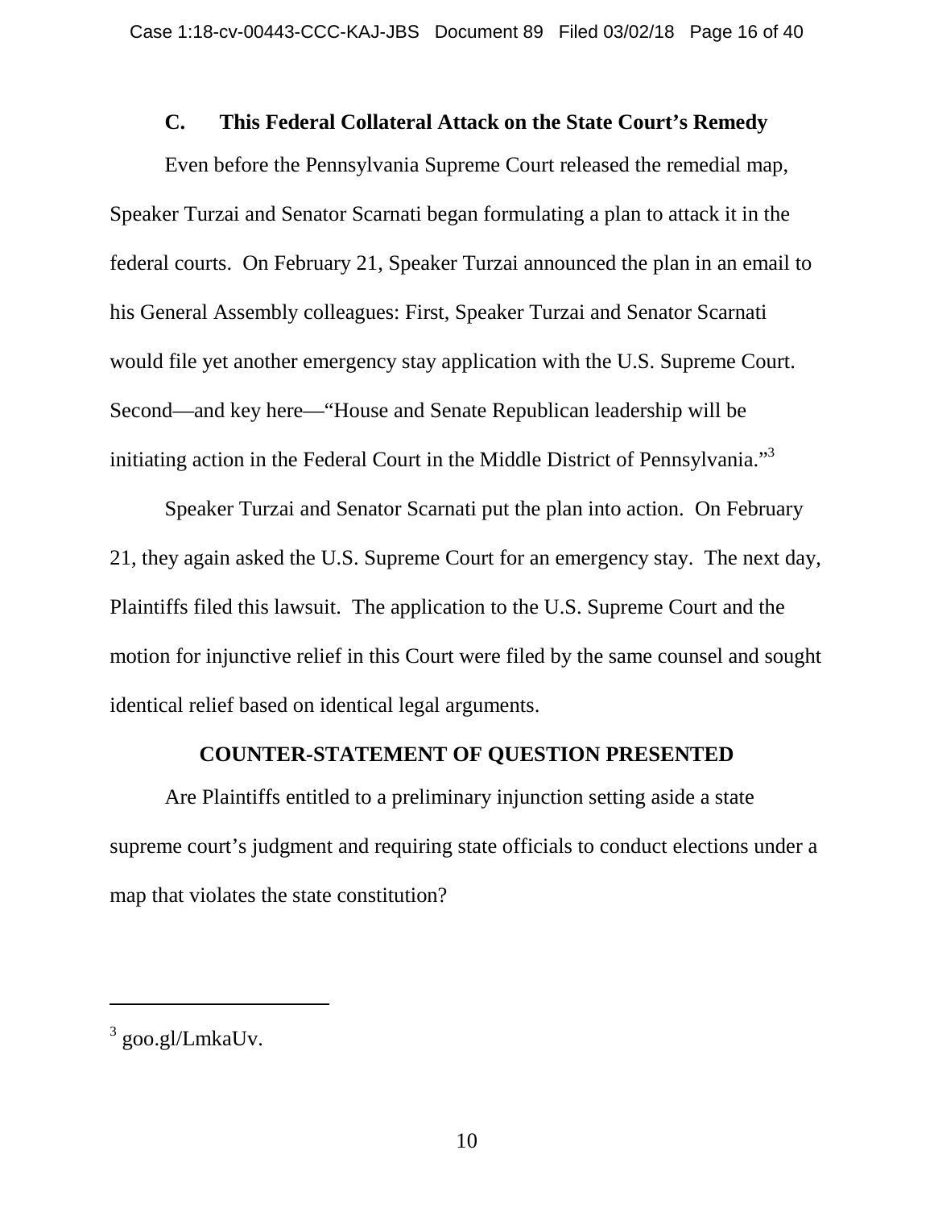### C. This Federal Collateral Attack on the State Court's Remedy

Even before the Pennsylvania Supreme Court released the remedial map, Speaker Turzai and Senator Scarnati began formulating a plan to attack it in the federal courts. On February 21, Speaker Turzai announced the plan in an email to his General Assembly colleagues: First, Speaker Turzai and Senator Scarnati would file yet another emergency stay application with the U.S. Supreme Court. Second—and key here—"House and Senate Republican leadership will be initiating action in the Federal Court in the Middle District of Pennsylvania."[3]

Speaker Turzai and Senator Scarnati put the plan into action. On February 21, they again asked the U.S. Supreme Court for an emergency stay. The next day, Plaintiffs filed this lawsuit. The application to the U.S. Supreme Court and the motion for injunctive relief in this Court were filed by the same counsel and sought identical relief based on identical legal arguments.

## COUNTER-STATEMENT OF QUESTION PRESENTED

Are Plaintiffs entitled to a preliminary injunction setting aside a state supreme court's judgment and requiring state officials to conduct elections under a map that violates the state constitution?

---

[3] goo.gl/LmkaUv.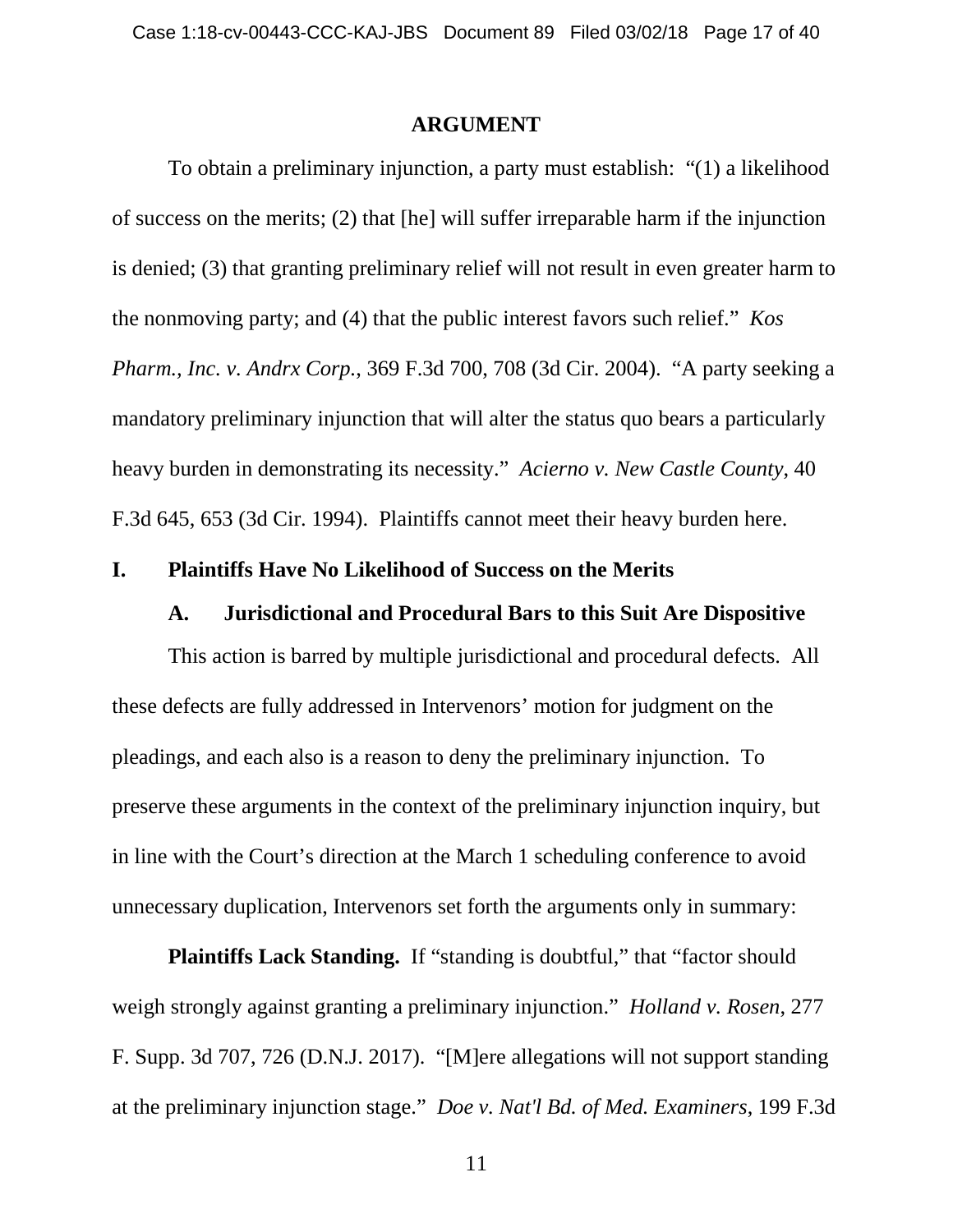## ARGUMENT

To obtain a preliminary injunction, a party must establish: "(1) a likelihood of success on the merits; (2) that [he] will suffer irreparable harm if the injunction is denied; (3) that granting preliminary relief will not result in even greater harm to the nonmoving party; and (4) that the public interest favors such relief." *Kos Pharm., Inc. v. Andrx Corp.*, 369 F.3d 700, 708 (3d Cir. 2004). "A party seeking a mandatory preliminary injunction that will alter the status quo bears a particularly heavy burden in demonstrating its necessity." *Acierno v. New Castle County*, 40 F.3d 645, 653 (3d Cir. 1994). Plaintiffs cannot meet their heavy burden here.

### I. Plaintiffs Have No Likelihood of Success on the Merits

#### A. Jurisdictional and Procedural Bars to this Suit Are Dispositive

This action is barred by multiple jurisdictional and procedural defects. All these defects are fully addressed in Intervenors' motion for judgment on the pleadings, and each also is a reason to deny the preliminary injunction. To preserve these arguments in the context of the preliminary injunction inquiry, but in line with the Court's direction at the March 1 scheduling conference to avoid unnecessary duplication, Intervenors set forth the arguments only in summary:

**Plaintiffs Lack Standing.** If "standing is doubtful," that "factor should weigh strongly against granting a preliminary injunction." *Holland v. Rosen*, 277 F. Supp. 3d 707, 726 (D.N.J. 2017). "[M]ere allegations will not support standing at the preliminary injunction stage." *Doe v. Nat'l Bd. of Med. Examiners*, 199 F.3d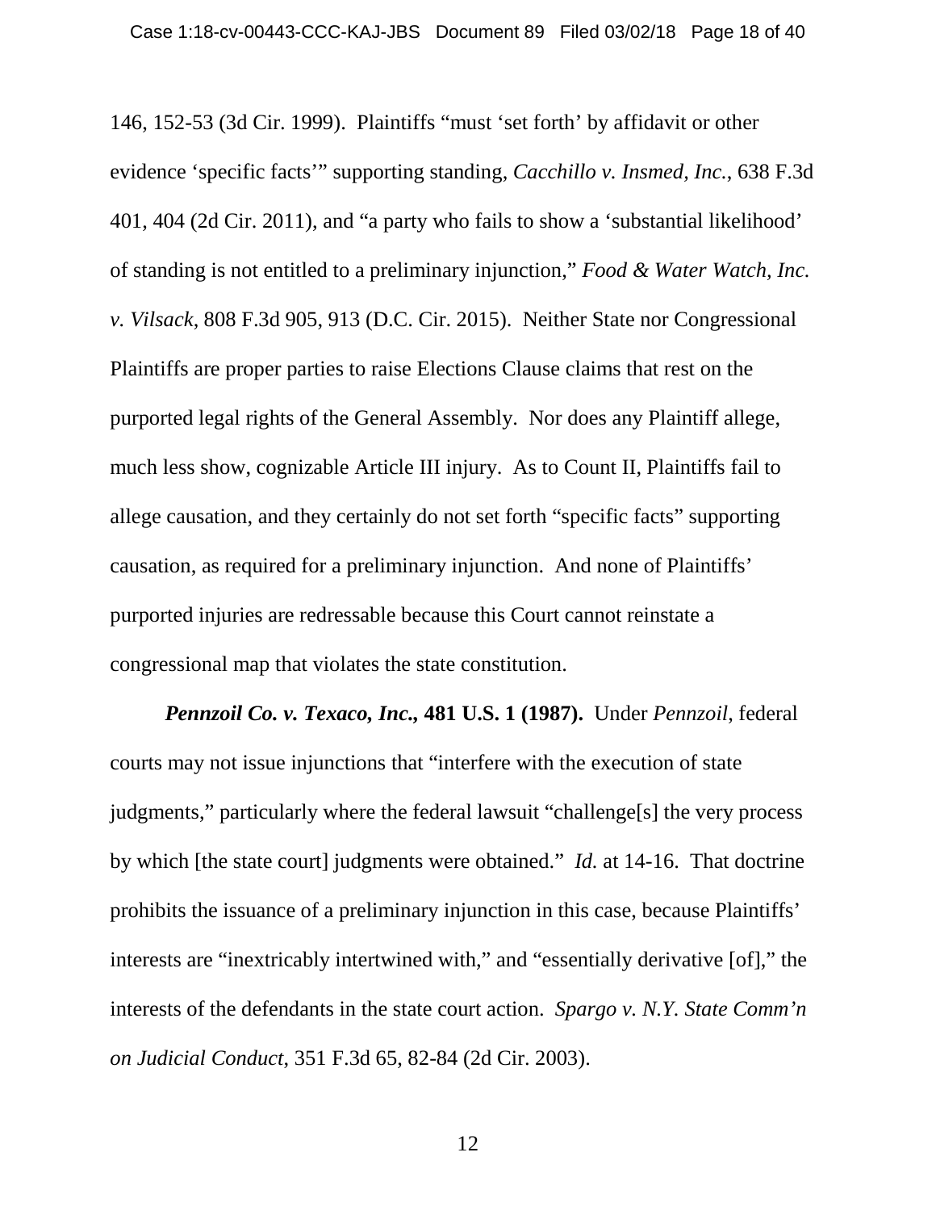146, 152-53 (3d Cir. 1999). Plaintiffs "must 'set forth' by affidavit or other evidence 'specific facts'" supporting standing, *Cacchillo v. Insmed, Inc.*, 638 F.3d 401, 404 (2d Cir. 2011), and "a party who fails to show a 'substantial likelihood' of standing is not entitled to a preliminary injunction," *Food & Water Watch, Inc. v. Vilsack*, 808 F.3d 905, 913 (D.C. Cir. 2015). Neither State nor Congressional Plaintiffs are proper parties to raise Elections Clause claims that rest on the purported legal rights of the General Assembly. Nor does any Plaintiff allege, much less show, cognizable Article III injury. As to Count II, Plaintiffs fail to allege causation, and they certainly do not set forth "specific facts" supporting causation, as required for a preliminary injunction. And none of Plaintiffs' purported injuries are redressable because this Court cannot reinstate a congressional map that violates the state constitution.

***Pennzoil Co. v. Texaco, Inc.*, 481 U.S. 1 (1987).** Under *Pennzoil*, federal courts may not issue injunctions that "interfere with the execution of state judgments," particularly where the federal lawsuit "challenge[s] the very process by which [the state court] judgments were obtained." *Id.* at 14-16. That doctrine prohibits the issuance of a preliminary injunction in this case, because Plaintiffs' interests are "inextricably intertwined with," and "essentially derivative [of]," the interests of the defendants in the state court action. *Spargo v. N.Y. State Comm'n on Judicial Conduct*, 351 F.3d 65, 82-84 (2d Cir. 2003).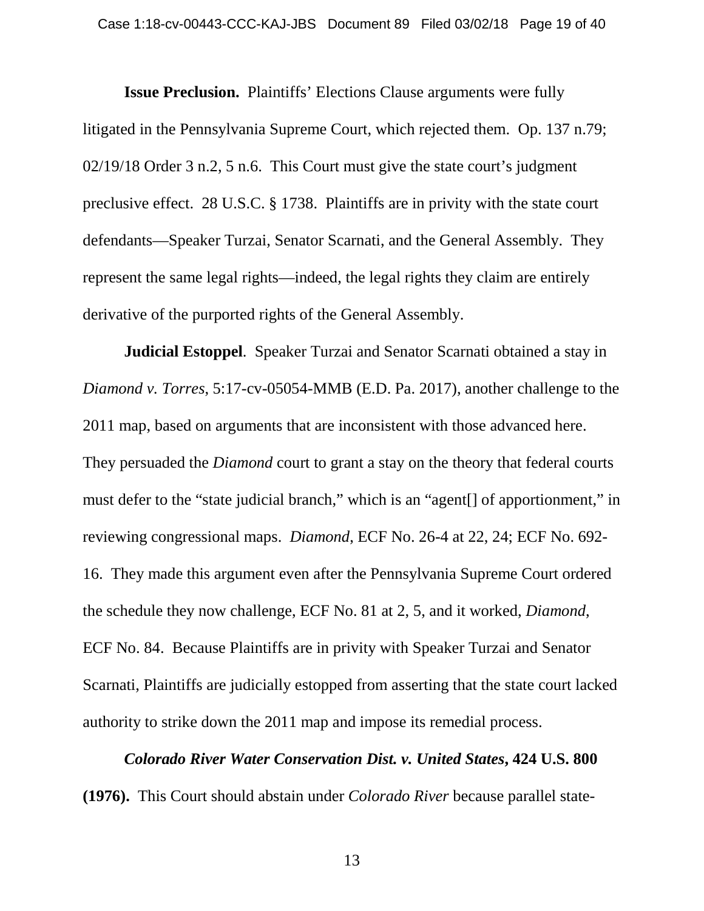**Issue Preclusion.** Plaintiffs' Elections Clause arguments were fully litigated in the Pennsylvania Supreme Court, which rejected them. Op. 137 n.79; 02/19/18 Order 3 n.2, 5 n.6. This Court must give the state court's judgment preclusive effect. 28 U.S.C. § 1738. Plaintiffs are in privity with the state court defendants—Speaker Turzai, Senator Scarnati, and the General Assembly. They represent the same legal rights—indeed, the legal rights they claim are entirely derivative of the purported rights of the General Assembly.

**Judicial Estoppel**. Speaker Turzai and Senator Scarnati obtained a stay in *Diamond v. Torres*, 5:17-cv-05054-MMB (E.D. Pa. 2017), another challenge to the 2011 map, based on arguments that are inconsistent with those advanced here. They persuaded the *Diamond* court to grant a stay on the theory that federal courts must defer to the "state judicial branch," which is an "agent[] of apportionment," in reviewing congressional maps. *Diamond*, ECF No. 26-4 at 22, 24; ECF No. 692-16. They made this argument even after the Pennsylvania Supreme Court ordered the schedule they now challenge, ECF No. 81 at 2, 5, and it worked, *Diamond*, ECF No. 84. Because Plaintiffs are in privity with Speaker Turzai and Senator Scarnati, Plaintiffs are judicially estopped from asserting that the state court lacked authority to strike down the 2011 map and impose its remedial process.

***Colorado River Water Conservation Dist. v. United States*, 424 U.S. 800 (1976).** This Court should abstain under *Colorado River* because parallel state-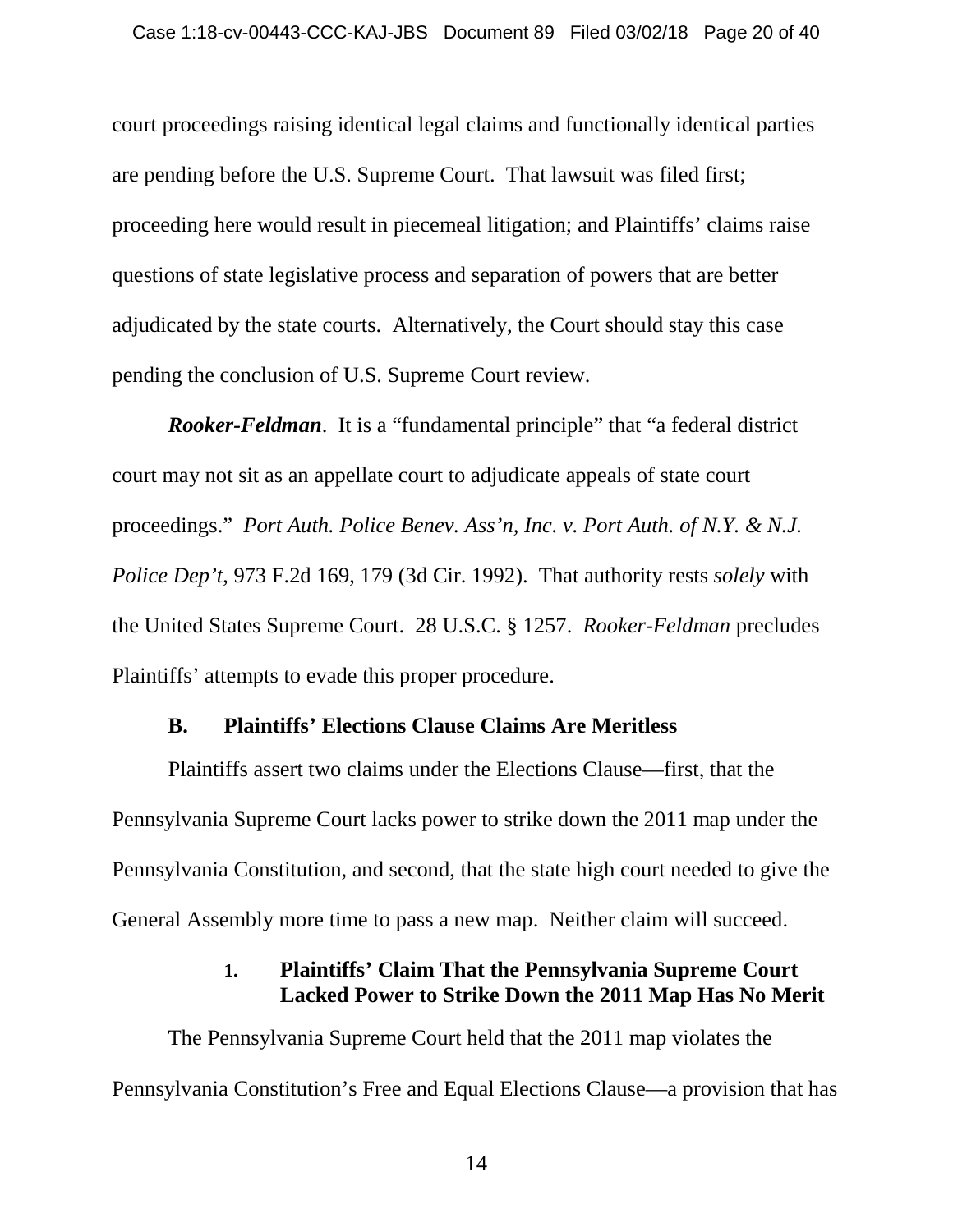court proceedings raising identical legal claims and functionally identical parties are pending before the U.S. Supreme Court. That lawsuit was filed first; proceeding here would result in piecemeal litigation; and Plaintiffs' claims raise questions of state legislative process and separation of powers that are better adjudicated by the state courts. Alternatively, the Court should stay this case pending the conclusion of U.S. Supreme Court review.

***Rooker-Feldman***. It is a "fundamental principle" that "a federal district court may not sit as an appellate court to adjudicate appeals of state court proceedings." *Port Auth. Police Benev. Ass'n, Inc. v. Port Auth. of N.Y. & N.J. Police Dep't*, 973 F.2d 169, 179 (3d Cir. 1992). That authority rests *solely* with the United States Supreme Court. 28 U.S.C. § 1257. *Rooker-Feldman* precludes Plaintiffs' attempts to evade this proper procedure.

### B. Plaintiffs' Elections Clause Claims Are Meritless

Plaintiffs assert two claims under the Elections Clause—first, that the Pennsylvania Supreme Court lacks power to strike down the 2011 map under the Pennsylvania Constitution, and second, that the state high court needed to give the General Assembly more time to pass a new map. Neither claim will succeed.

#### 1. Plaintiffs' Claim That the Pennsylvania Supreme Court Lacked Power to Strike Down the 2011 Map Has No Merit

The Pennsylvania Supreme Court held that the 2011 map violates the Pennsylvania Constitution's Free and Equal Elections Clause—a provision that has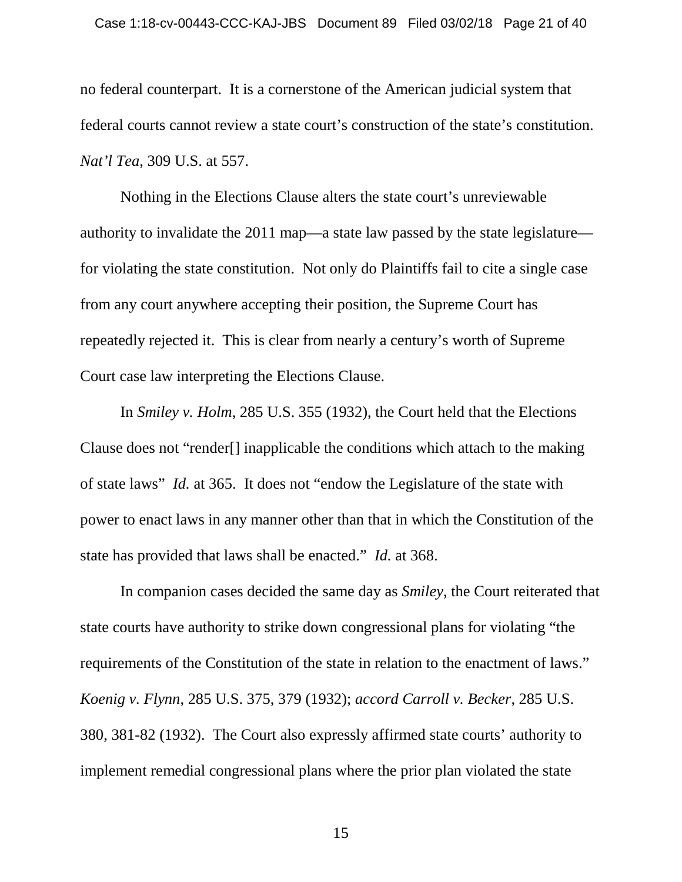no federal counterpart. It is a cornerstone of the American judicial system that federal courts cannot review a state court's construction of the state's constitution. *Nat'l Tea*, 309 U.S. at 557.

Nothing in the Elections Clause alters the state court's unreviewable authority to invalidate the 2011 map—a state law passed by the state legislature—for violating the state constitution. Not only do Plaintiffs fail to cite a single case from any court anywhere accepting their position, the Supreme Court has repeatedly rejected it. This is clear from nearly a century's worth of Supreme Court case law interpreting the Elections Clause.

In *Smiley v. Holm*, 285 U.S. 355 (1932), the Court held that the Elections Clause does not "render[] inapplicable the conditions which attach to the making of state laws" *Id.* at 365. It does not "endow the Legislature of the state with power to enact laws in any manner other than that in which the Constitution of the state has provided that laws shall be enacted." *Id.* at 368.

In companion cases decided the same day as *Smiley*, the Court reiterated that state courts have authority to strike down congressional plans for violating "the requirements of the Constitution of the state in relation to the enactment of laws." *Koenig v. Flynn*, 285 U.S. 375, 379 (1932); *accord Carroll v. Becker*, 285 U.S. 380, 381-82 (1932). The Court also expressly affirmed state courts' authority to implement remedial congressional plans where the prior plan violated the state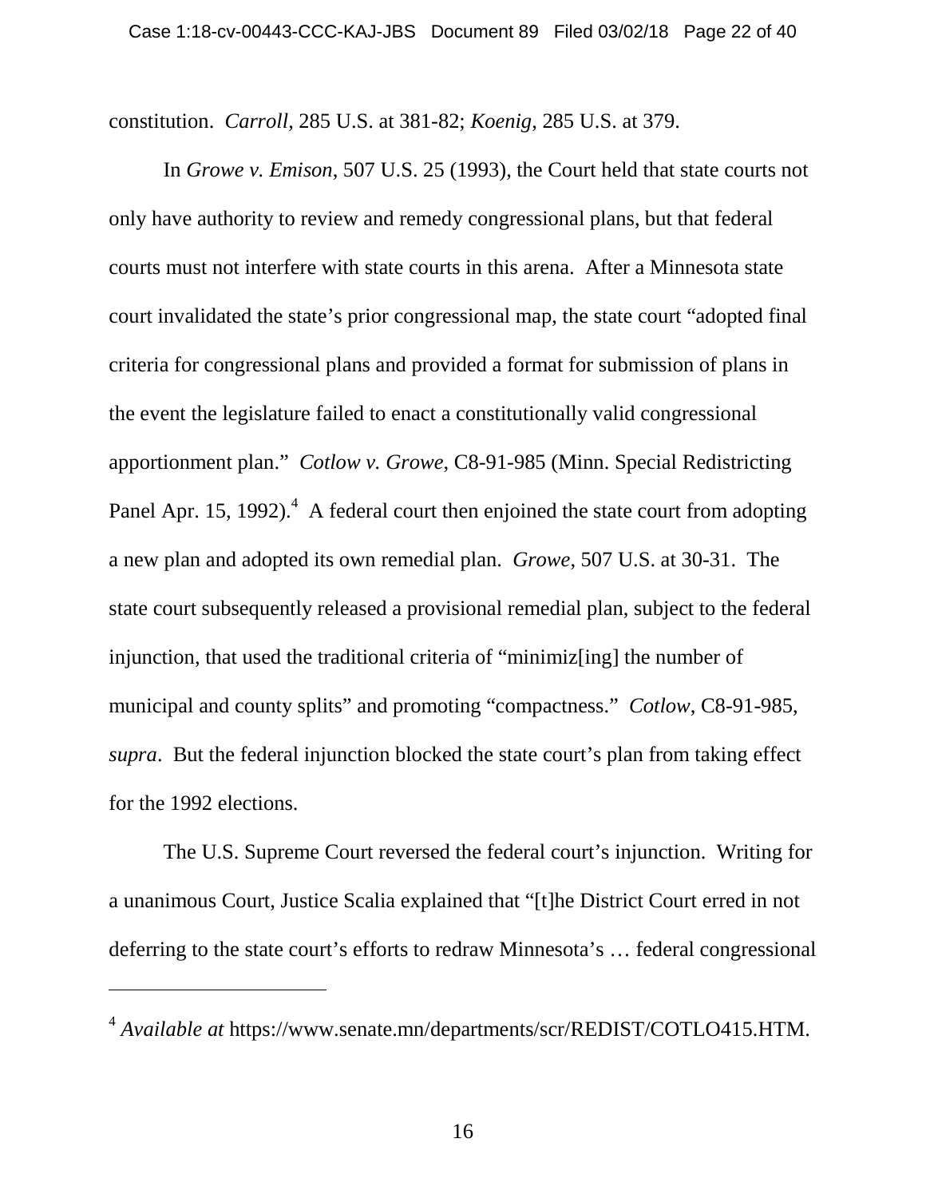constitution. *Carroll*, 285 U.S. at 381-82; *Koenig*, 285 U.S. at 379.

In *Growe v. Emison*, 507 U.S. 25 (1993), the Court held that state courts not only have authority to review and remedy congressional plans, but that federal courts must not interfere with state courts in this arena. After a Minnesota state court invalidated the state's prior congressional map, the state court "adopted final criteria for congressional plans and provided a format for submission of plans in the event the legislature failed to enact a constitutionally valid congressional apportionment plan." *Cotlow v. Growe*, C8-91-985 (Minn. Special Redistricting Panel Apr. 15, 1992).[4] A federal court then enjoined the state court from adopting a new plan and adopted its own remedial plan. *Growe*, 507 U.S. at 30-31. The state court subsequently released a provisional remedial plan, subject to the federal injunction, that used the traditional criteria of "minimiz[ing] the number of municipal and county splits" and promoting "compactness." *Cotlow*, C8-91-985, *supra*. But the federal injunction blocked the state court's plan from taking effect for the 1992 elections.

The U.S. Supreme Court reversed the federal court's injunction. Writing for a unanimous Court, Justice Scalia explained that "[t]he District Court erred in not deferring to the state court's efforts to redraw Minnesota's … federal congressional

---

[4] *Available at* https://www.senate.mn/departments/scr/REDIST/COTLO415.HTM.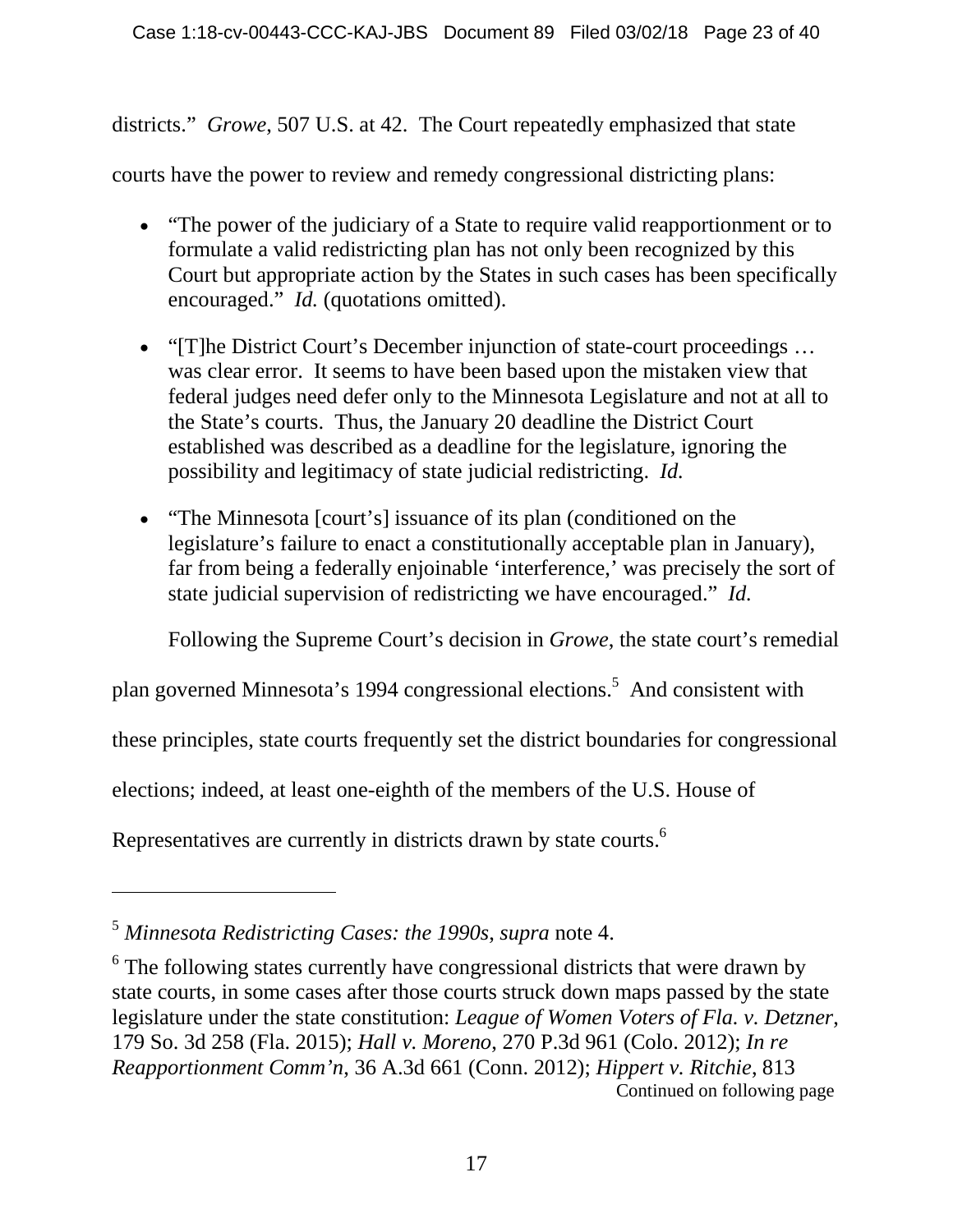districts." *Growe*, 507 U.S. at 42. The Court repeatedly emphasized that state courts have the power to review and remedy congressional districting plans:

- "The power of the judiciary of a State to require valid reapportionment or to formulate a valid redistricting plan has not only been recognized by this Court but appropriate action by the States in such cases has been specifically encouraged." *Id.* (quotations omitted).

- "[T]he District Court's December injunction of state-court proceedings … was clear error. It seems to have been based upon the mistaken view that federal judges need defer only to the Minnesota Legislature and not at all to the State's courts. Thus, the January 20 deadline the District Court established was described as a deadline for the legislature, ignoring the possibility and legitimacy of state judicial redistricting. *Id.*

- "The Minnesota [court's] issuance of its plan (conditioned on the legislature's failure to enact a constitutionally acceptable plan in January), far from being a federally enjoinable 'interference,' was precisely the sort of state judicial supervision of redistricting we have encouraged." *Id.*

Following the Supreme Court's decision in *Growe*, the state court's remedial plan governed Minnesota's 1994 congressional elections.[5] And consistent with these principles, state courts frequently set the district boundaries for congressional elections; indeed, at least one-eighth of the members of the U.S. House of Representatives are currently in districts drawn by state courts.[6]

---

[5] *Minnesota Redistricting Cases: the 1990s*, *supra* note 4.

[6] The following states currently have congressional districts that were drawn by state courts, in some cases after those courts struck down maps passed by the state legislature under the state constitution: *League of Women Voters of Fla. v. Detzner*, 179 So. 3d 258 (Fla. 2015); *Hall v. Moreno*, 270 P.3d 961 (Colo. 2012); *In re Reapportionment Comm'n*, 36 A.3d 661 (Conn. 2012); *Hippert v. Ritchie*, 813

Continued on following page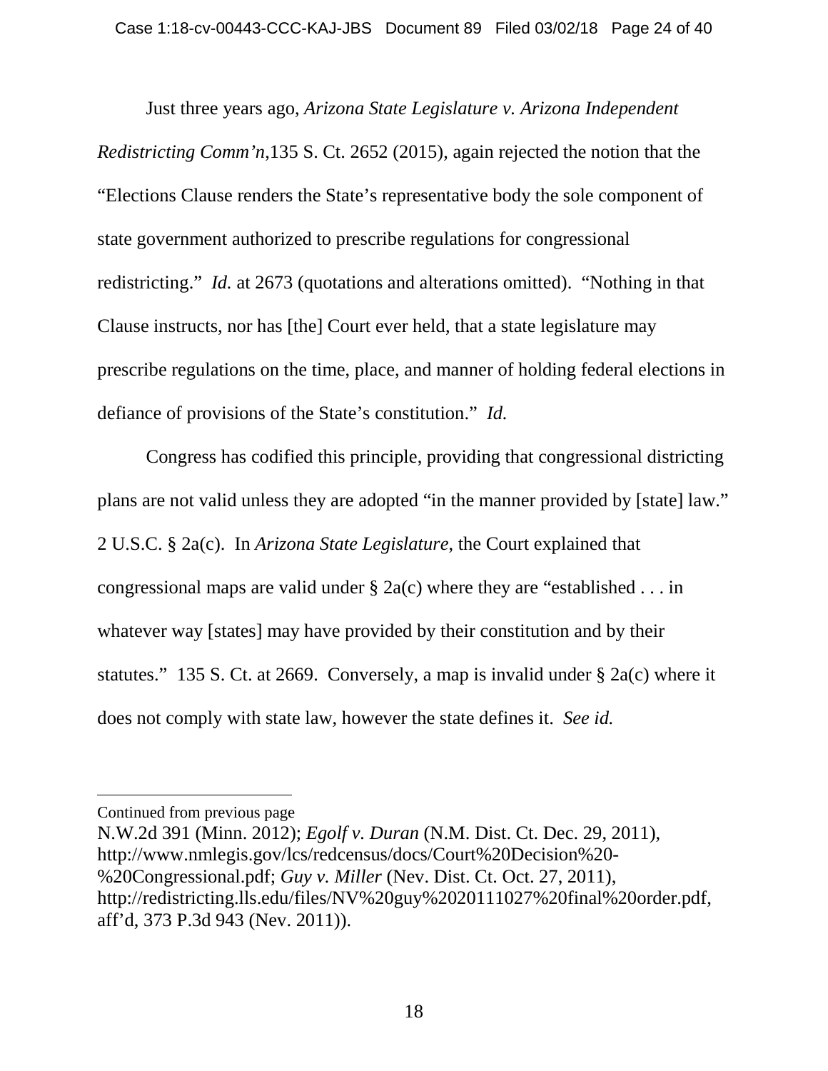Just three years ago, *Arizona State Legislature v. Arizona Independent Redistricting Comm'n*,135 S. Ct. 2652 (2015), again rejected the notion that the "Elections Clause renders the State's representative body the sole component of state government authorized to prescribe regulations for congressional redistricting." *Id.* at 2673 (quotations and alterations omitted). "Nothing in that Clause instructs, nor has [the] Court ever held, that a state legislature may prescribe regulations on the time, place, and manner of holding federal elections in defiance of provisions of the State's constitution." *Id.*

Congress has codified this principle, providing that congressional districting plans are not valid unless they are adopted "in the manner provided by [state] law." 2 U.S.C. § 2a(c). In *Arizona State Legislature*, the Court explained that congressional maps are valid under § 2a(c) where they are "established . . . in whatever way [states] may have provided by their constitution and by their statutes." 135 S. Ct. at 2669. Conversely, a map is invalid under § 2a(c) where it does not comply with state law, however the state defines it. *See id.*

---

Continued from previous page

N.W.2d 391 (Minn. 2012); *Egolf v. Duran* (N.M. Dist. Ct. Dec. 29, 2011), http://www.nmlegis.gov/lcs/redcensus/docs/Court%20Decision%20-%20Congressional.pdf; *Guy v. Miller* (Nev. Dist. Ct. Oct. 27, 2011), http://redistricting.lls.edu/files/NV%20guy%2020111027%20final%20order.pdf, aff'd, 373 P.3d 943 (Nev. 2011)).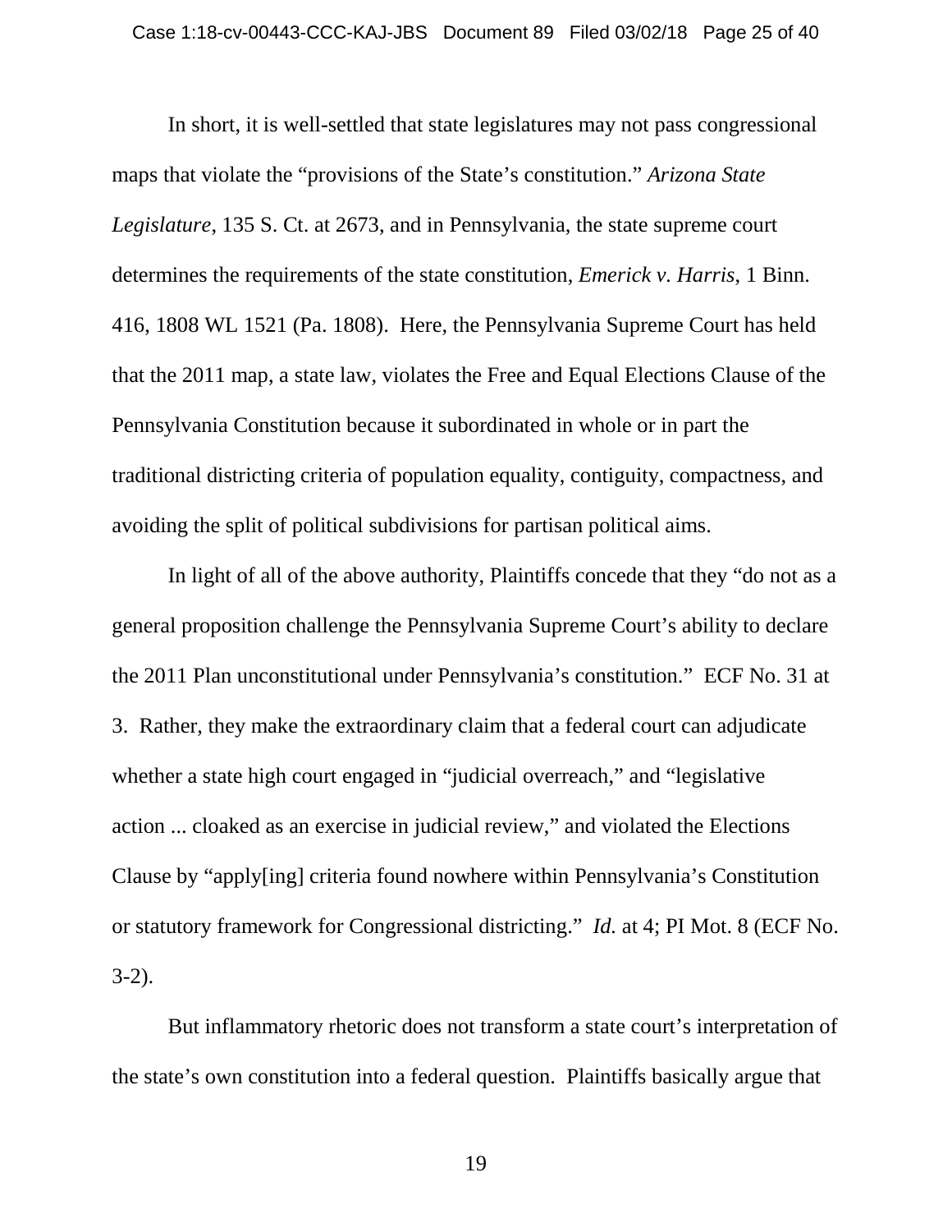In short, it is well-settled that state legislatures may not pass congressional maps that violate the "provisions of the State's constitution." *Arizona State Legislature*, 135 S. Ct. at 2673, and in Pennsylvania, the state supreme court determines the requirements of the state constitution, *Emerick v. Harris*, 1 Binn. 416, 1808 WL 1521 (Pa. 1808). Here, the Pennsylvania Supreme Court has held that the 2011 map, a state law, violates the Free and Equal Elections Clause of the Pennsylvania Constitution because it subordinated in whole or in part the traditional districting criteria of population equality, contiguity, compactness, and avoiding the split of political subdivisions for partisan political aims.

In light of all of the above authority, Plaintiffs concede that they "do not as a general proposition challenge the Pennsylvania Supreme Court's ability to declare the 2011 Plan unconstitutional under Pennsylvania's constitution." ECF No. 31 at 3. Rather, they make the extraordinary claim that a federal court can adjudicate whether a state high court engaged in "judicial overreach," and "legislative action ... cloaked as an exercise in judicial review," and violated the Elections Clause by "apply[ing] criteria found nowhere within Pennsylvania's Constitution or statutory framework for Congressional districting." *Id.* at 4; PI Mot. 8 (ECF No. 3-2).

But inflammatory rhetoric does not transform a state court's interpretation of the state's own constitution into a federal question. Plaintiffs basically argue that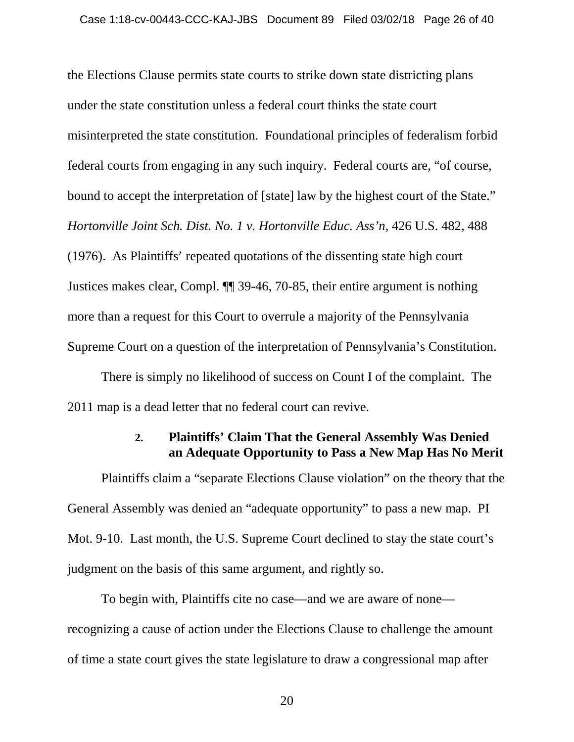the Elections Clause permits state courts to strike down state districting plans under the state constitution unless a federal court thinks the state court misinterpreted the state constitution. Foundational principles of federalism forbid federal courts from engaging in any such inquiry. Federal courts are, "of course, bound to accept the interpretation of [state] law by the highest court of the State." *Hortonville Joint Sch. Dist. No. 1 v. Hortonville Educ. Ass'n*, 426 U.S. 482, 488 (1976). As Plaintiffs' repeated quotations of the dissenting state high court Justices makes clear, Compl. ¶¶ 39-46, 70-85, their entire argument is nothing more than a request for this Court to overrule a majority of the Pennsylvania Supreme Court on a question of the interpretation of Pennsylvania's Constitution.

There is simply no likelihood of success on Count I of the complaint. The 2011 map is a dead letter that no federal court can revive.

#### 2. Plaintiffs' Claim That the General Assembly Was Denied an Adequate Opportunity to Pass a New Map Has No Merit

Plaintiffs claim a "separate Elections Clause violation" on the theory that the General Assembly was denied an "adequate opportunity" to pass a new map. PI Mot. 9-10. Last month, the U.S. Supreme Court declined to stay the state court's judgment on the basis of this same argument, and rightly so.

To begin with, Plaintiffs cite no case—and we are aware of none—recognizing a cause of action under the Elections Clause to challenge the amount of time a state court gives the state legislature to draw a congressional map after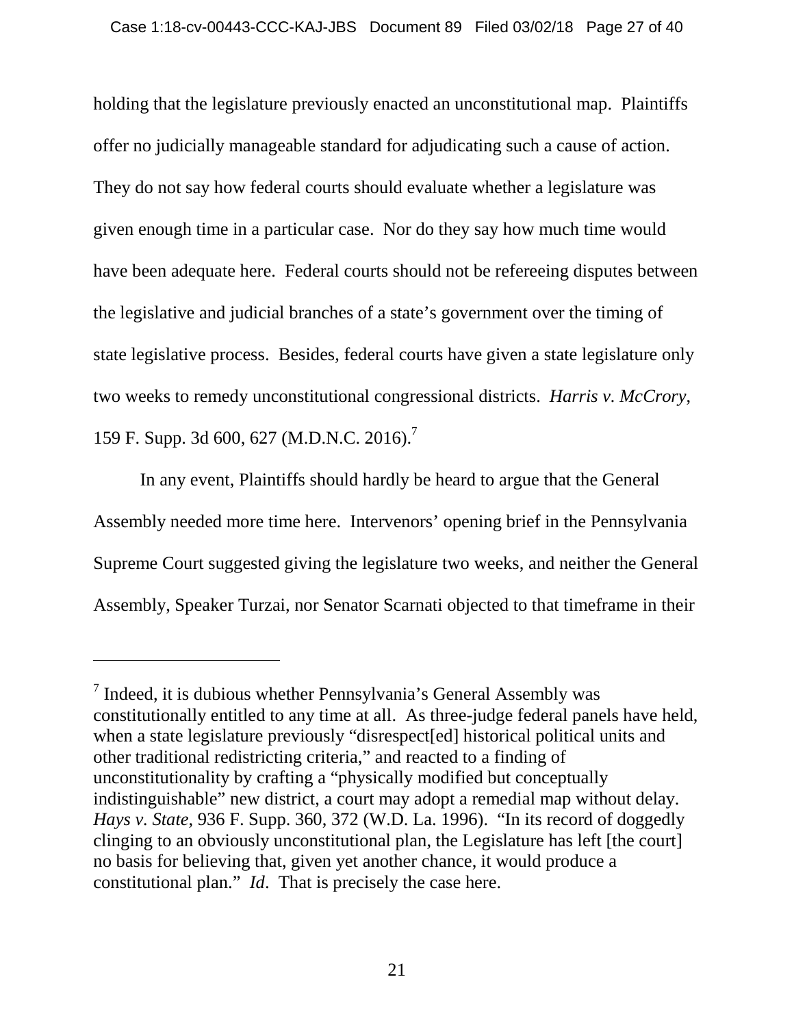holding that the legislature previously enacted an unconstitutional map. Plaintiffs offer no judicially manageable standard for adjudicating such a cause of action. They do not say how federal courts should evaluate whether a legislature was given enough time in a particular case. Nor do they say how much time would have been adequate here. Federal courts should not be refereeing disputes between the legislative and judicial branches of a state's government over the timing of state legislative process. Besides, federal courts have given a state legislature only two weeks to remedy unconstitutional congressional districts. *Harris v. McCrory*, 159 F. Supp. 3d 600, 627 (M.D.N.C. 2016).[7]

In any event, Plaintiffs should hardly be heard to argue that the General Assembly needed more time here. Intervenors' opening brief in the Pennsylvania Supreme Court suggested giving the legislature two weeks, and neither the General Assembly, Speaker Turzai, nor Senator Scarnati objected to that timeframe in their

---

[7] Indeed, it is dubious whether Pennsylvania's General Assembly was constitutionally entitled to any time at all. As three-judge federal panels have held, when a state legislature previously "disrespect[ed] historical political units and other traditional redistricting criteria," and reacted to a finding of unconstitutionality by crafting a "physically modified but conceptually indistinguishable" new district, a court may adopt a remedial map without delay. *Hays v. State*, 936 F. Supp. 360, 372 (W.D. La. 1996). "In its record of doggedly clinging to an obviously unconstitutional plan, the Legislature has left [the court] no basis for believing that, given yet another chance, it would produce a constitutional plan." *Id*. That is precisely the case here.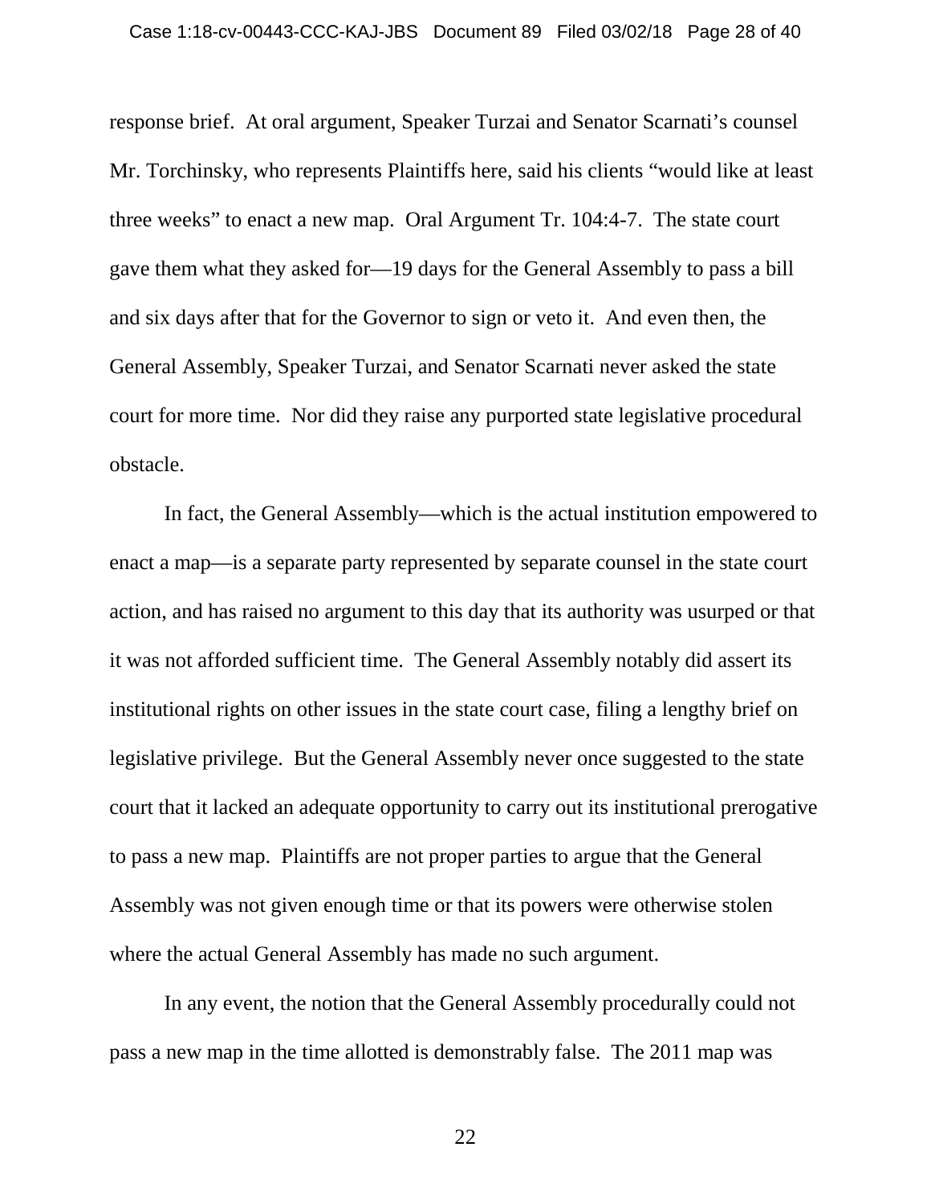response brief. At oral argument, Speaker Turzai and Senator Scarnati's counsel Mr. Torchinsky, who represents Plaintiffs here, said his clients "would like at least three weeks" to enact a new map. Oral Argument Tr. 104:4-7. The state court gave them what they asked for—19 days for the General Assembly to pass a bill and six days after that for the Governor to sign or veto it. And even then, the General Assembly, Speaker Turzai, and Senator Scarnati never asked the state court for more time. Nor did they raise any purported state legislative procedural obstacle.

In fact, the General Assembly—which is the actual institution empowered to enact a map—is a separate party represented by separate counsel in the state court action, and has raised no argument to this day that its authority was usurped or that it was not afforded sufficient time. The General Assembly notably did assert its institutional rights on other issues in the state court case, filing a lengthy brief on legislative privilege. But the General Assembly never once suggested to the state court that it lacked an adequate opportunity to carry out its institutional prerogative to pass a new map. Plaintiffs are not proper parties to argue that the General Assembly was not given enough time or that its powers were otherwise stolen where the actual General Assembly has made no such argument.

In any event, the notion that the General Assembly procedurally could not pass a new map in the time allotted is demonstrably false. The 2011 map was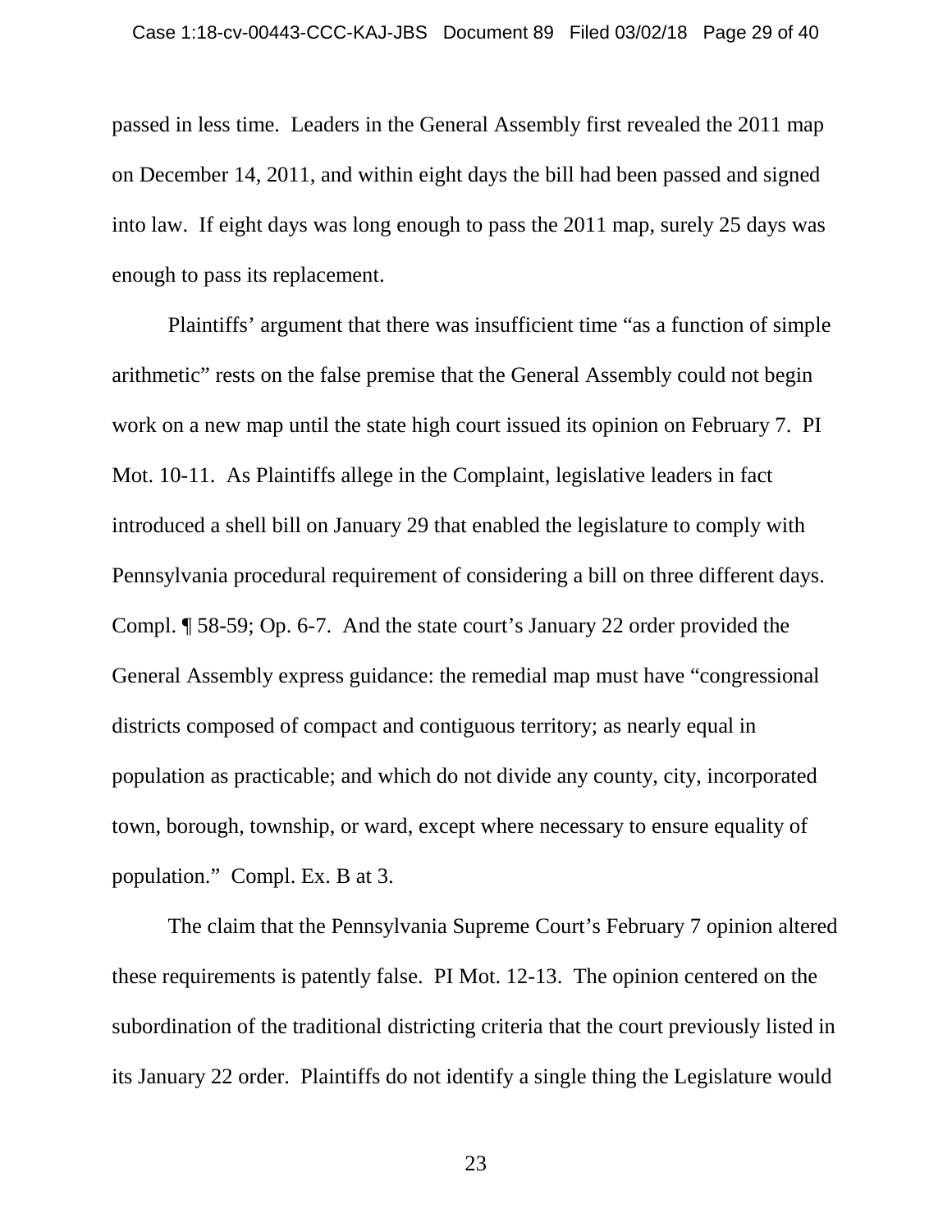passed in less time. Leaders in the General Assembly first revealed the 2011 map on December 14, 2011, and within eight days the bill had been passed and signed into law. If eight days was long enough to pass the 2011 map, surely 25 days was enough to pass its replacement.

Plaintiffs' argument that there was insufficient time "as a function of simple arithmetic" rests on the false premise that the General Assembly could not begin work on a new map until the state high court issued its opinion on February 7. PI Mot. 10-11. As Plaintiffs allege in the Complaint, legislative leaders in fact introduced a shell bill on January 29 that enabled the legislature to comply with Pennsylvania procedural requirement of considering a bill on three different days. Compl. ¶ 58-59; Op. 6-7. And the state court's January 22 order provided the General Assembly express guidance: the remedial map must have "congressional districts composed of compact and contiguous territory; as nearly equal in population as practicable; and which do not divide any county, city, incorporated town, borough, township, or ward, except where necessary to ensure equality of population." Compl. Ex. B at 3.

The claim that the Pennsylvania Supreme Court's February 7 opinion altered these requirements is patently false. PI Mot. 12-13. The opinion centered on the subordination of the traditional districting criteria that the court previously listed in its January 22 order. Plaintiffs do not identify a single thing the Legislature would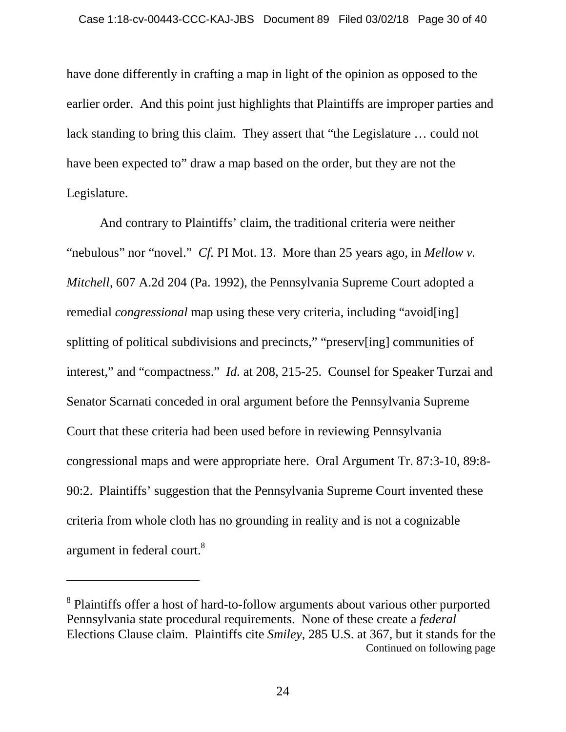have done differently in crafting a map in light of the opinion as opposed to the earlier order. And this point just highlights that Plaintiffs are improper parties and lack standing to bring this claim. They assert that "the Legislature … could not have been expected to" draw a map based on the order, but they are not the Legislature.

And contrary to Plaintiffs' claim, the traditional criteria were neither "nebulous" nor "novel." *Cf.* PI Mot. 13. More than 25 years ago, in *Mellow v. Mitchell*, 607 A.2d 204 (Pa. 1992), the Pennsylvania Supreme Court adopted a remedial *congressional* map using these very criteria, including "avoid[ing] splitting of political subdivisions and precincts," "preserv[ing] communities of interest," and "compactness." *Id.* at 208, 215-25. Counsel for Speaker Turzai and Senator Scarnati conceded in oral argument before the Pennsylvania Supreme Court that these criteria had been used before in reviewing Pennsylvania congressional maps and were appropriate here. Oral Argument Tr. 87:3-10, 89:8-90:2. Plaintiffs' suggestion that the Pennsylvania Supreme Court invented these criteria from whole cloth has no grounding in reality and is not a cognizable argument in federal court.[8]

---

[8] Plaintiffs offer a host of hard-to-follow arguments about various other purported Pennsylvania state procedural requirements. None of these create a *federal* Elections Clause claim. Plaintiffs cite *Smiley*, 285 U.S. at 367, but it stands for the

Continued on following page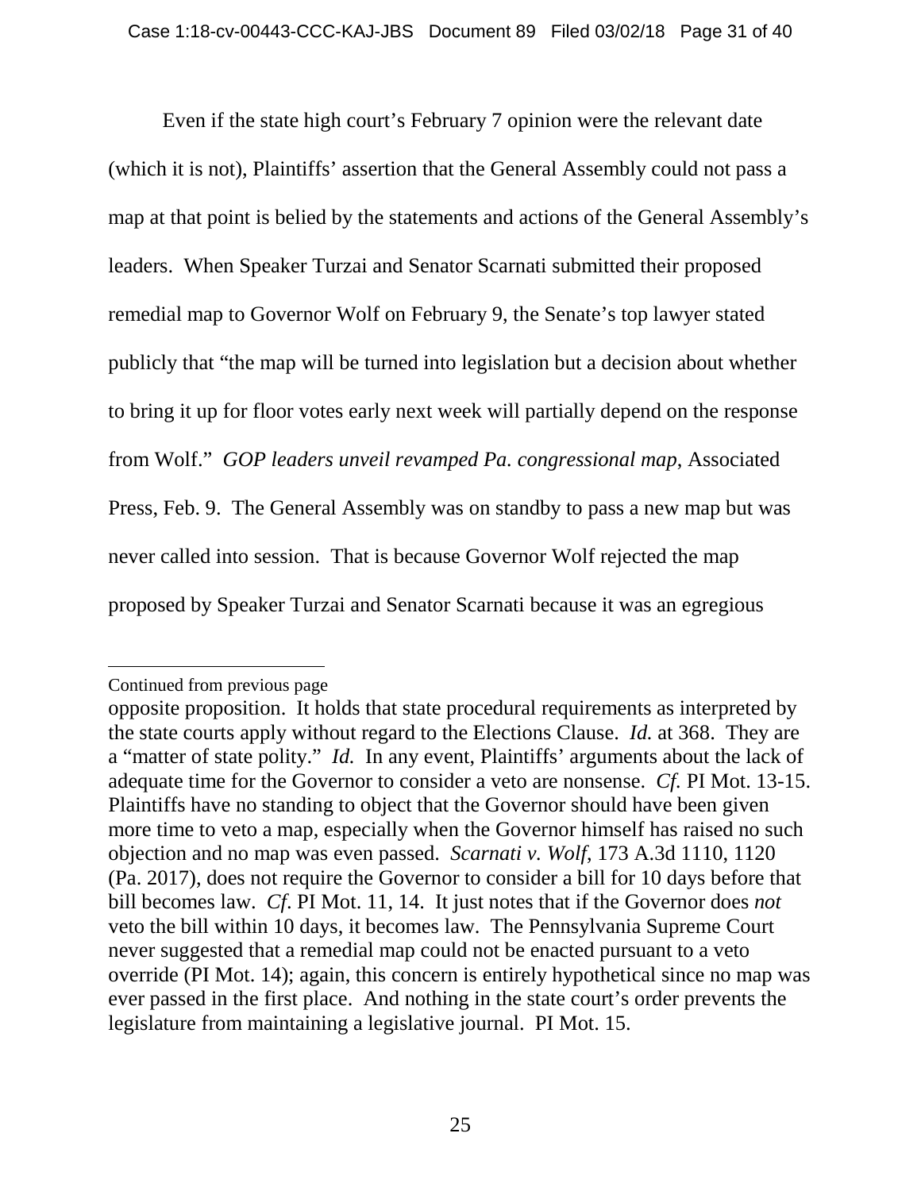Even if the state high court's February 7 opinion were the relevant date (which it is not), Plaintiffs' assertion that the General Assembly could not pass a map at that point is belied by the statements and actions of the General Assembly's leaders. When Speaker Turzai and Senator Scarnati submitted their proposed remedial map to Governor Wolf on February 9, the Senate's top lawyer stated publicly that "the map will be turned into legislation but a decision about whether to bring it up for floor votes early next week will partially depend on the response from Wolf." *GOP leaders unveil revamped Pa. congressional map*, Associated Press, Feb. 9. The General Assembly was on standby to pass a new map but was never called into session. That is because Governor Wolf rejected the map proposed by Speaker Turzai and Senator Scarnati because it was an egregious

---

Continued from previous page

opposite proposition. It holds that state procedural requirements as interpreted by the state courts apply without regard to the Elections Clause. *Id.* at 368. They are a "matter of state polity." *Id.* In any event, Plaintiffs' arguments about the lack of adequate time for the Governor to consider a veto are nonsense. *Cf.* PI Mot. 13-15. Plaintiffs have no standing to object that the Governor should have been given more time to veto a map, especially when the Governor himself has raised no such objection and no map was even passed. *Scarnati v. Wolf*, 173 A.3d 1110, 1120 (Pa. 2017), does not require the Governor to consider a bill for 10 days before that bill becomes law. *Cf.* PI Mot. 11, 14. It just notes that if the Governor does *not* veto the bill within 10 days, it becomes law. The Pennsylvania Supreme Court never suggested that a remedial map could not be enacted pursuant to a veto override (PI Mot. 14); again, this concern is entirely hypothetical since no map was ever passed in the first place. And nothing in the state court's order prevents the legislature from maintaining a legislative journal. PI Mot. 15.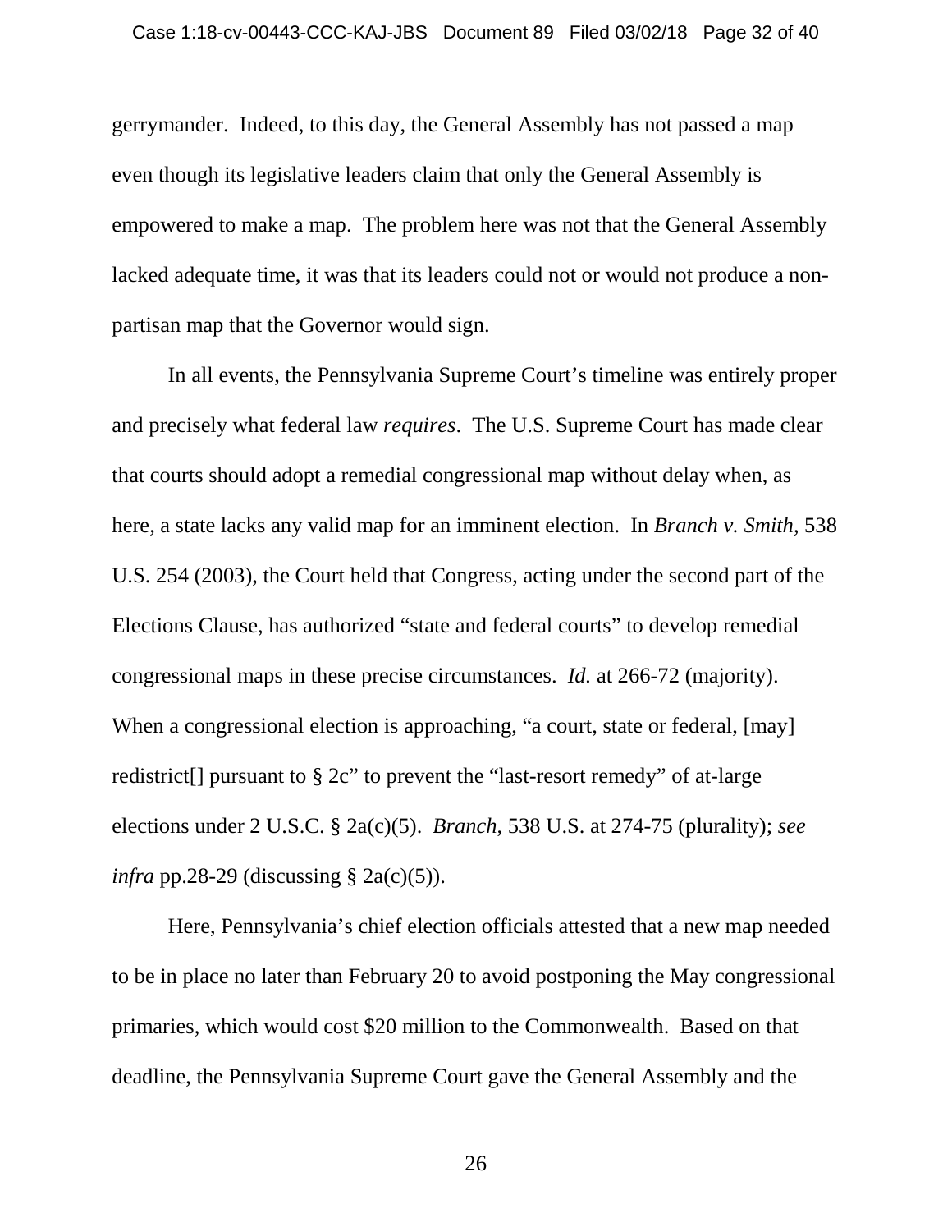gerrymander. Indeed, to this day, the General Assembly has not passed a map even though its legislative leaders claim that only the General Assembly is empowered to make a map. The problem here was not that the General Assembly lacked adequate time, it was that its leaders could not or would not produce a non-partisan map that the Governor would sign.

In all events, the Pennsylvania Supreme Court's timeline was entirely proper and precisely what federal law *requires*. The U.S. Supreme Court has made clear that courts should adopt a remedial congressional map without delay when, as here, a state lacks any valid map for an imminent election. In *Branch v. Smith*, 538 U.S. 254 (2003), the Court held that Congress, acting under the second part of the Elections Clause, has authorized "state and federal courts" to develop remedial congressional maps in these precise circumstances. *Id.* at 266-72 (majority). When a congressional election is approaching, "a court, state or federal, [may] redistrict[] pursuant to § 2c" to prevent the "last-resort remedy" of at-large elections under 2 U.S.C. § 2a(c)(5). *Branch*, 538 U.S. at 274-75 (plurality); *see infra* pp.28-29 (discussing § 2a(c)(5)).

Here, Pennsylvania's chief election officials attested that a new map needed to be in place no later than February 20 to avoid postponing the May congressional primaries, which would cost $20 million to the Commonwealth. Based on that deadline, the Pennsylvania Supreme Court gave the General Assembly and the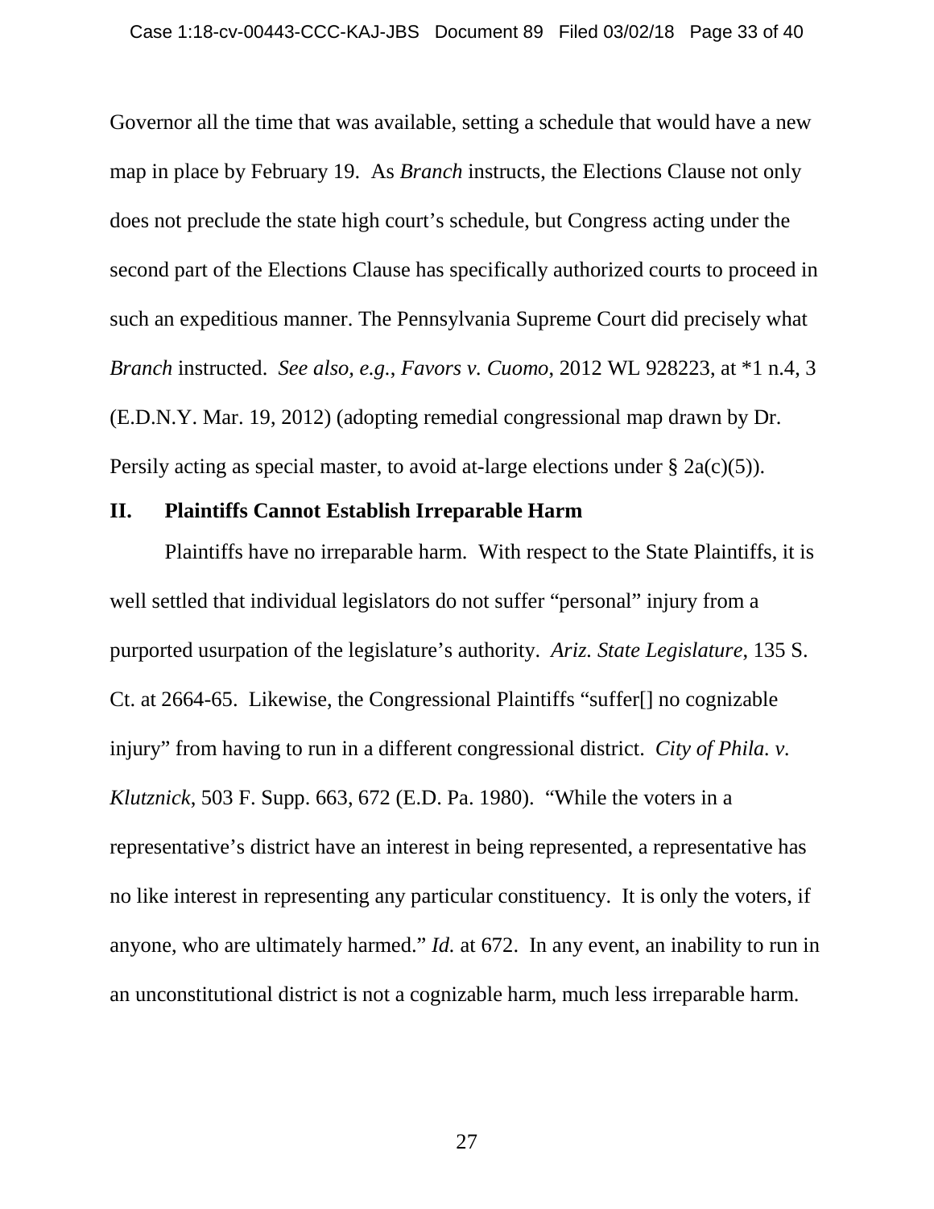Governor all the time that was available, setting a schedule that would have a new map in place by February 19. As *Branch* instructs, the Elections Clause not only does not preclude the state high court's schedule, but Congress acting under the second part of the Elections Clause has specifically authorized courts to proceed in such an expeditious manner. The Pennsylvania Supreme Court did precisely what *Branch* instructed. *See also, e.g.*, *Favors v. Cuomo*, 2012 WL 928223, at *1 n.4, 3 (E.D.N.Y. Mar. 19, 2012) (adopting remedial congressional map drawn by Dr. Persily acting as special master, to avoid at-large elections under § 2a(c)(5)).

## II. Plaintiffs Cannot Establish Irreparable Harm

Plaintiffs have no irreparable harm. With respect to the State Plaintiffs, it is well settled that individual legislators do not suffer "personal" injury from a purported usurpation of the legislature's authority. *Ariz. State Legislature*, 135 S. Ct. at 2664-65. Likewise, the Congressional Plaintiffs "suffer[] no cognizable injury" from having to run in a different congressional district. *City of Phila. v. Klutznick*, 503 F. Supp. 663, 672 (E.D. Pa. 1980). "While the voters in a representative's district have an interest in being represented, a representative has no like interest in representing any particular constituency. It is only the voters, if anyone, who are ultimately harmed." *Id.* at 672. In any event, an inability to run in an unconstitutional district is not a cognizable harm, much less irreparable harm.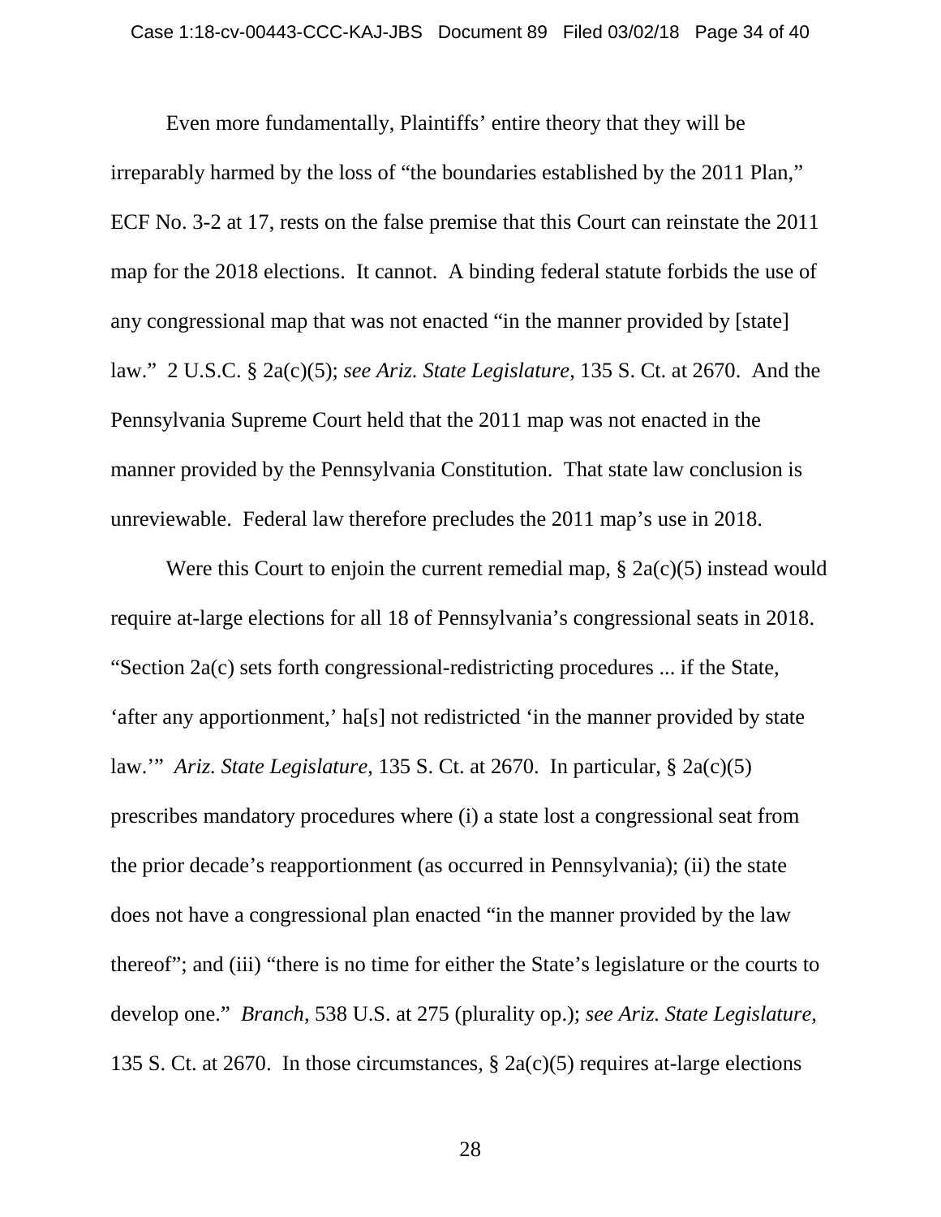Even more fundamentally, Plaintiffs' entire theory that they will be irreparably harmed by the loss of "the boundaries established by the 2011 Plan," ECF No. 3-2 at 17, rests on the false premise that this Court can reinstate the 2011 map for the 2018 elections. It cannot. A binding federal statute forbids the use of any congressional map that was not enacted "in the manner provided by [state] law." 2 U.S.C. § 2a(c)(5); *see Ariz. State Legislature*, 135 S. Ct. at 2670. And the Pennsylvania Supreme Court held that the 2011 map was not enacted in the manner provided by the Pennsylvania Constitution. That state law conclusion is unreviewable. Federal law therefore precludes the 2011 map's use in 2018.

Were this Court to enjoin the current remedial map, § 2a(c)(5) instead would require at-large elections for all 18 of Pennsylvania's congressional seats in 2018. "Section 2a(c) sets forth congressional-redistricting procedures ... if the State, 'after any apportionment,' ha[s] not redistricted 'in the manner provided by state law.'" *Ariz. State Legislature*, 135 S. Ct. at 2670. In particular, § 2a(c)(5) prescribes mandatory procedures where (i) a state lost a congressional seat from the prior decade's reapportionment (as occurred in Pennsylvania); (ii) the state does not have a congressional plan enacted "in the manner provided by the law thereof"; and (iii) "there is no time for either the State's legislature or the courts to develop one." *Branch*, 538 U.S. at 275 (plurality op.); *see Ariz. State Legislature*, 135 S. Ct. at 2670. In those circumstances, § 2a(c)(5) requires at-large elections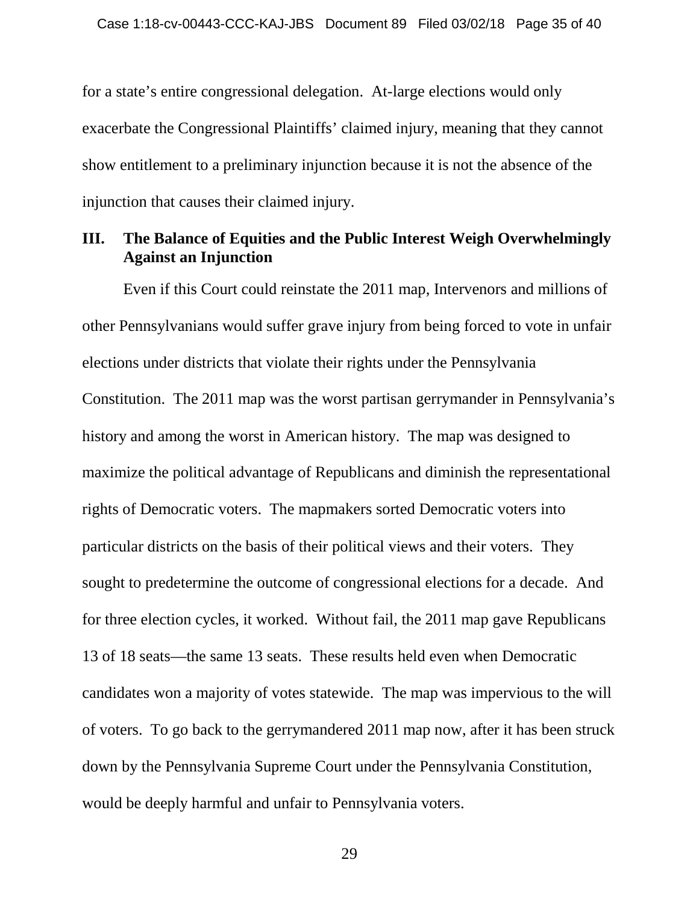for a state's entire congressional delegation. At-large elections would only exacerbate the Congressional Plaintiffs' claimed injury, meaning that they cannot show entitlement to a preliminary injunction because it is not the absence of the injunction that causes their claimed injury.

## III. The Balance of Equities and the Public Interest Weigh Overwhelmingly Against an Injunction

Even if this Court could reinstate the 2011 map, Intervenors and millions of other Pennsylvanians would suffer grave injury from being forced to vote in unfair elections under districts that violate their rights under the Pennsylvania Constitution. The 2011 map was the worst partisan gerrymander in Pennsylvania's history and among the worst in American history. The map was designed to maximize the political advantage of Republicans and diminish the representational rights of Democratic voters. The mapmakers sorted Democratic voters into particular districts on the basis of their political views and their voters. They sought to predetermine the outcome of congressional elections for a decade. And for three election cycles, it worked. Without fail, the 2011 map gave Republicans 13 of 18 seats—the same 13 seats. These results held even when Democratic candidates won a majority of votes statewide. The map was impervious to the will of voters. To go back to the gerrymandered 2011 map now, after it has been struck down by the Pennsylvania Supreme Court under the Pennsylvania Constitution, would be deeply harmful and unfair to Pennsylvania voters.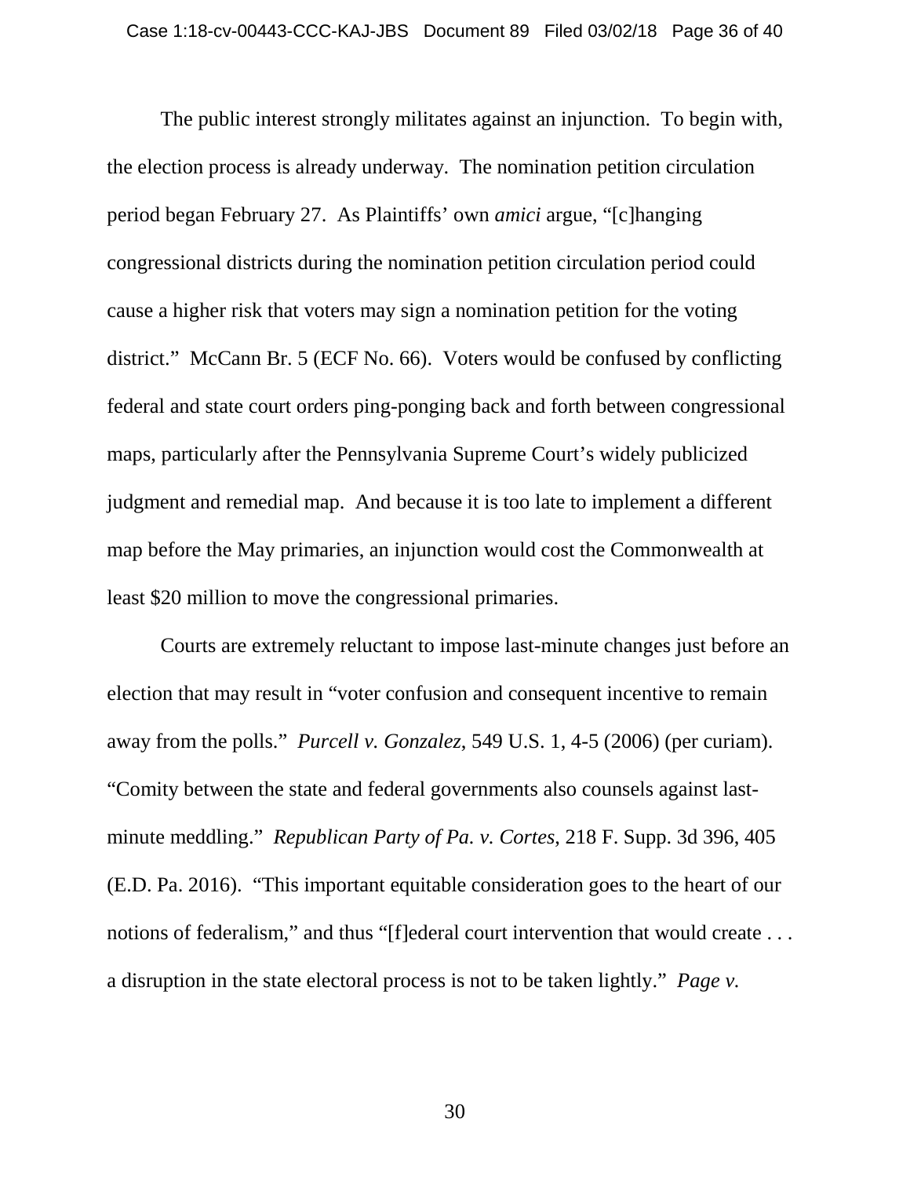The public interest strongly militates against an injunction. To begin with, the election process is already underway. The nomination petition circulation period began February 27. As Plaintiffs' own *amici* argue, "[c]hanging congressional districts during the nomination petition circulation period could cause a higher risk that voters may sign a nomination petition for the voting district." McCann Br. 5 (ECF No. 66). Voters would be confused by conflicting federal and state court orders ping-ponging back and forth between congressional maps, particularly after the Pennsylvania Supreme Court's widely publicized judgment and remedial map. And because it is too late to implement a different map before the May primaries, an injunction would cost the Commonwealth at least $20 million to move the congressional primaries.

Courts are extremely reluctant to impose last-minute changes just before an election that may result in "voter confusion and consequent incentive to remain away from the polls." *Purcell v. Gonzalez*, 549 U.S. 1, 4-5 (2006) (per curiam). "Comity between the state and federal governments also counsels against last-minute meddling." *Republican Party of Pa. v. Cortes*, 218 F. Supp. 3d 396, 405 (E.D. Pa. 2016). "This important equitable consideration goes to the heart of our notions of federalism," and thus "[f]ederal court intervention that would create . . . a disruption in the state electoral process is not to be taken lightly." *Page v.*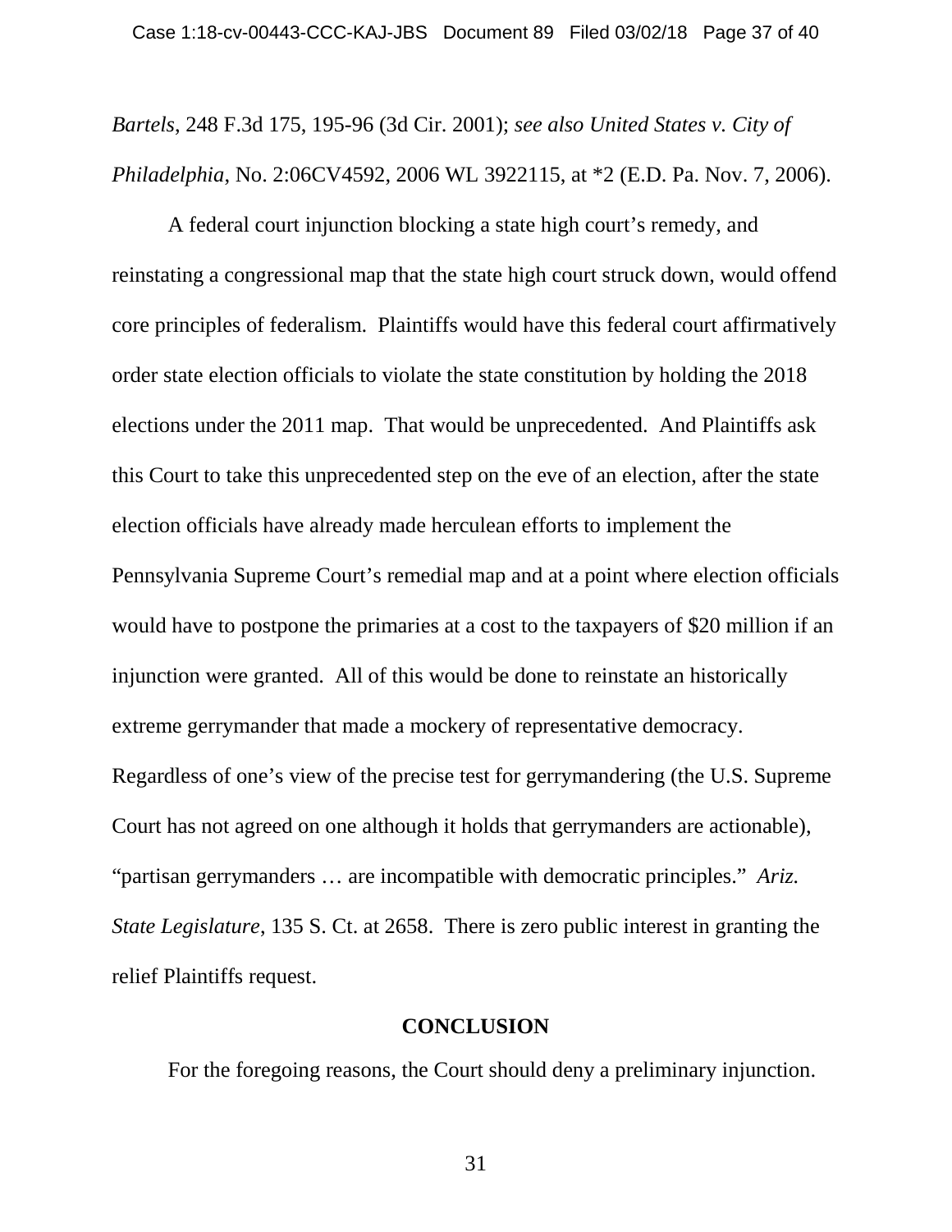*Bartels*, 248 F.3d 175, 195-96 (3d Cir. 2001); *see also United States v. City of Philadelphia*, No. 2:06CV4592, 2006 WL 3922115, at *2 (E.D. Pa. Nov. 7, 2006).

A federal court injunction blocking a state high court's remedy, and reinstating a congressional map that the state high court struck down, would offend core principles of federalism. Plaintiffs would have this federal court affirmatively order state election officials to violate the state constitution by holding the 2018 elections under the 2011 map. That would be unprecedented. And Plaintiffs ask this Court to take this unprecedented step on the eve of an election, after the state election officials have already made herculean efforts to implement the Pennsylvania Supreme Court's remedial map and at a point where election officials would have to postpone the primaries at a cost to the taxpayers of $20 million if an injunction were granted. All of this would be done to reinstate an historically extreme gerrymander that made a mockery of representative democracy. Regardless of one's view of the precise test for gerrymandering (the U.S. Supreme Court has not agreed on one although it holds that gerrymanders are actionable), "partisan gerrymanders … are incompatible with democratic principles." *Ariz. State Legislature*, 135 S. Ct. at 2658. There is zero public interest in granting the relief Plaintiffs request.

## CONCLUSION

For the foregoing reasons, the Court should deny a preliminary injunction.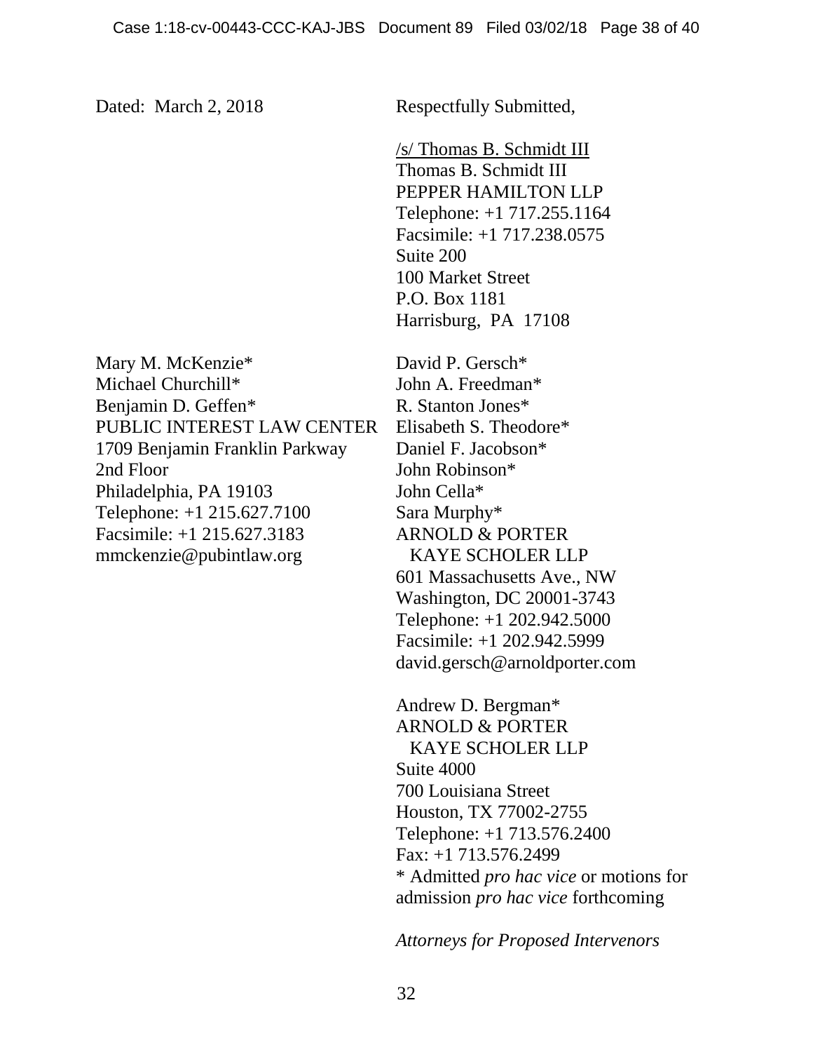Dated: March 2, 2018

Respectfully Submitted,

/s/ Thomas B. Schmidt III
Thomas B. Schmidt III
PEPPER HAMILTON LLP
Telephone: +1 717.255.1164
Facsimile: +1 717.238.0575
Suite 200
100 Market Street
P.O. Box 1181
Harrisburg, PA 17108

Mary M. McKenzie*
Michael Churchill*
Benjamin D. Geffen*
PUBLIC INTEREST LAW CENTER
1709 Benjamin Franklin Parkway
2nd Floor
Philadelphia, PA 19103
Telephone: +1 215.627.7100
Facsimile: +1 215.627.3183
mmckenzie@pubintlaw.org

David P. Gersch*
John A. Freedman*
R. Stanton Jones*
Elisabeth S. Theodore*
Daniel F. Jacobson*
John Robinson*
John Cella*
Sara Murphy*
ARNOLD & PORTER
KAYE SCHOLER LLP
601 Massachusetts Ave., NW
Washington, DC 20001-3743
Telephone: +1 202.942.5000
Facsimile: +1 202.942.5999
david.gersch@arnoldporter.com

Andrew D. Bergman*
ARNOLD & PORTER
KAYE SCHOLER LLP
Suite 4000
700 Louisiana Street
Houston, TX 77002-2755
Telephone: +1 713.576.2400
Fax: +1 713.576.2499
* Admitted *pro hac vice* or motions for admission *pro hac vice* forthcoming

*Attorneys for Proposed Intervenors*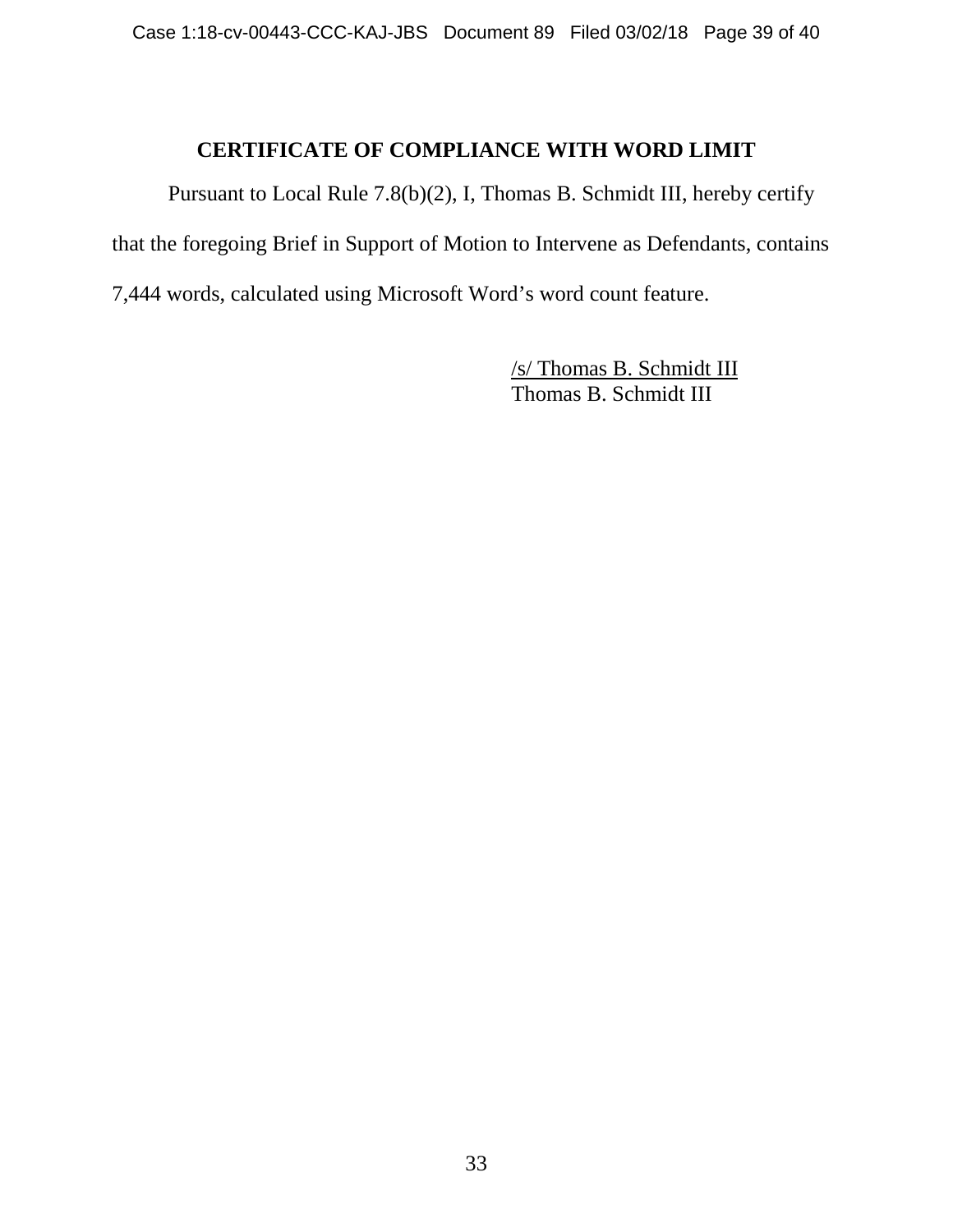## CERTIFICATE OF COMPLIANCE WITH WORD LIMIT

Pursuant to Local Rule 7.8(b)(2), I, Thomas B. Schmidt III, hereby certify that the foregoing Brief in Support of Motion to Intervene as Defendants, contains 7,444 words, calculated using Microsoft Word's word count feature.

/s/ Thomas B. Schmidt III
Thomas B. Schmidt III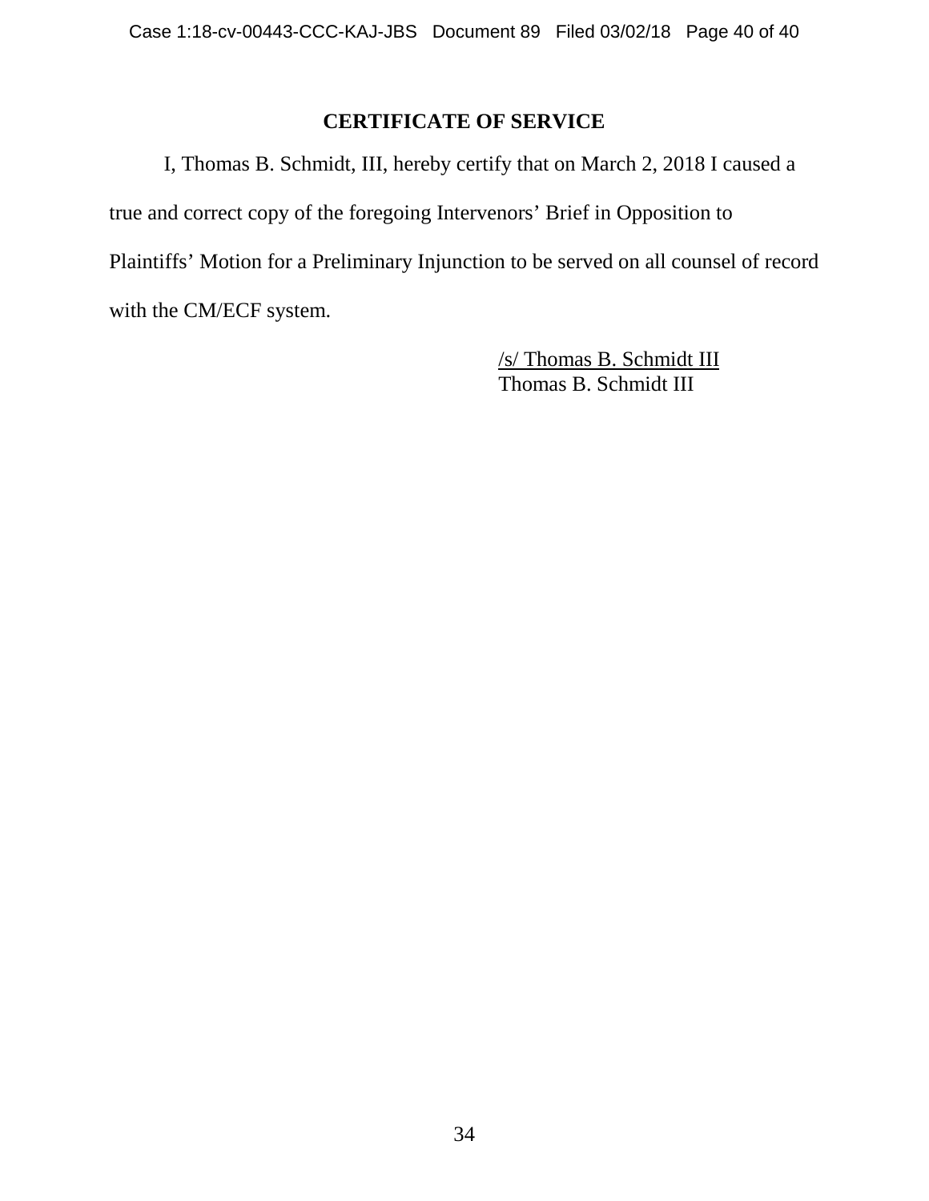## CERTIFICATE OF SERVICE

I, Thomas B. Schmidt, III, hereby certify that on March 2, 2018 I caused a true and correct copy of the foregoing Intervenors' Brief in Opposition to Plaintiffs' Motion for a Preliminary Injunction to be served on all counsel of record with the CM/ECF system.

/s/ Thomas B. Schmidt III
Thomas B. Schmidt III